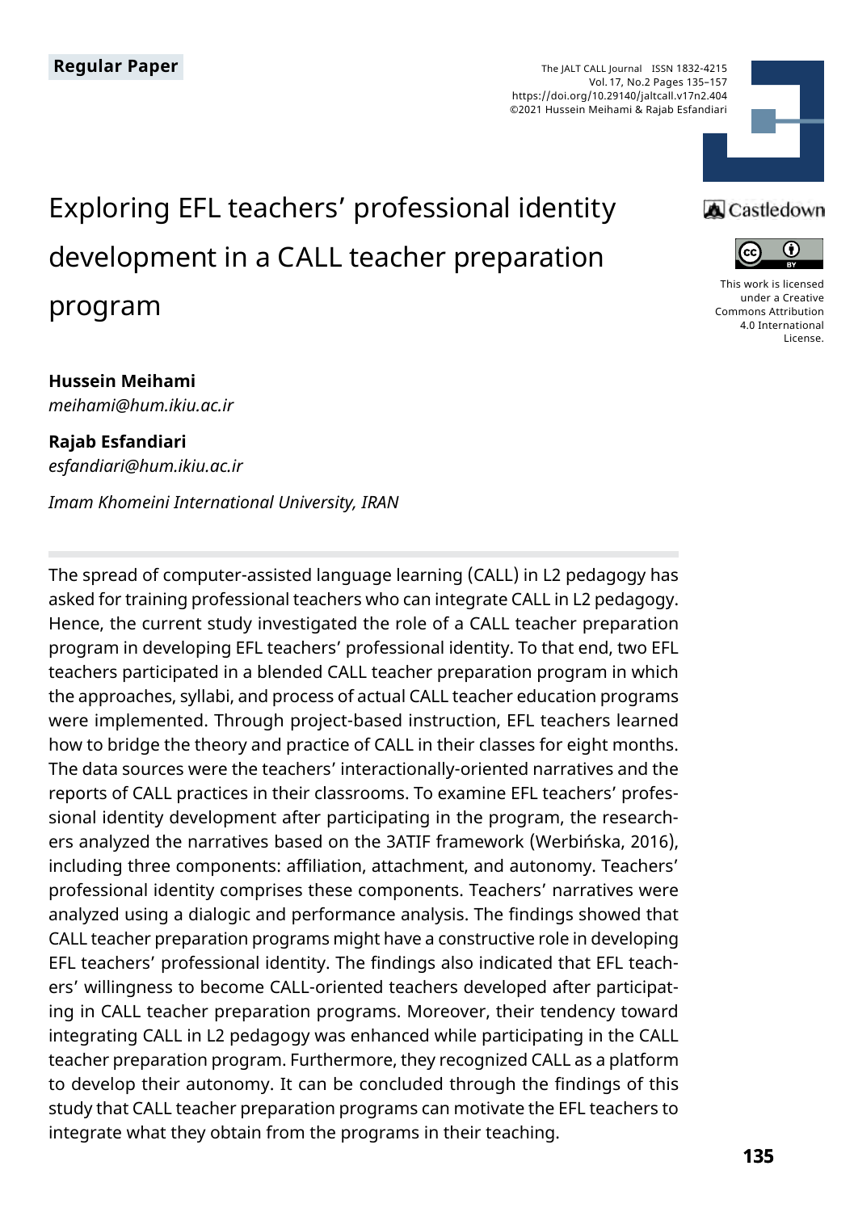Regular Paper

The JALT CALL Journal ISSN 1832-4215
Vol. 17, No.2 Pages 135–157
https://doi.org/10.29140/jaltcall.v17n2.404
©2021 Hussein Meihami & Rajab Esfandiari

Castledown

This work is licensed under a Creative Commons Attribution 4.0 International License.

# Exploring EFL teachers' professional identity development in a CALL teacher preparation program

**Hussein Meihami**
*meihami@hum.ikiu.ac.ir*

**Rajab Esfandiari**
*esfandiari@hum.ikiu.ac.ir*

*Imam Khomeini International University, IRAN*

The spread of computer-assisted language learning (CALL) in L2 pedagogy has asked for training professional teachers who can integrate CALL in L2 pedagogy. Hence, the current study investigated the role of a CALL teacher preparation program in developing EFL teachers' professional identity. To that end, two EFL teachers participated in a blended CALL teacher preparation program in which the approaches, syllabi, and process of actual CALL teacher education programs were implemented. Through project-based instruction, EFL teachers learned how to bridge the theory and practice of CALL in their classes for eight months. The data sources were the teachers' interactionally-oriented narratives and the reports of CALL practices in their classrooms. To examine EFL teachers' professional identity development after participating in the program, the researchers analyzed the narratives based on the 3ATIF framework (Werbińska, 2016), including three components: affiliation, attachment, and autonomy. Teachers' professional identity comprises these components. Teachers' narratives were analyzed using a dialogic and performance analysis. The findings showed that CALL teacher preparation programs might have a constructive role in developing EFL teachers' professional identity. The findings also indicated that EFL teachers' willingness to become CALL-oriented teachers developed after participating in CALL teacher preparation programs. Moreover, their tendency toward integrating CALL in L2 pedagogy was enhanced while participating in the CALL teacher preparation program. Furthermore, they recognized CALL as a platform to develop their autonomy. It can be concluded through the findings of this study that CALL teacher preparation programs can motivate the EFL teachers to integrate what they obtain from the programs in their teaching.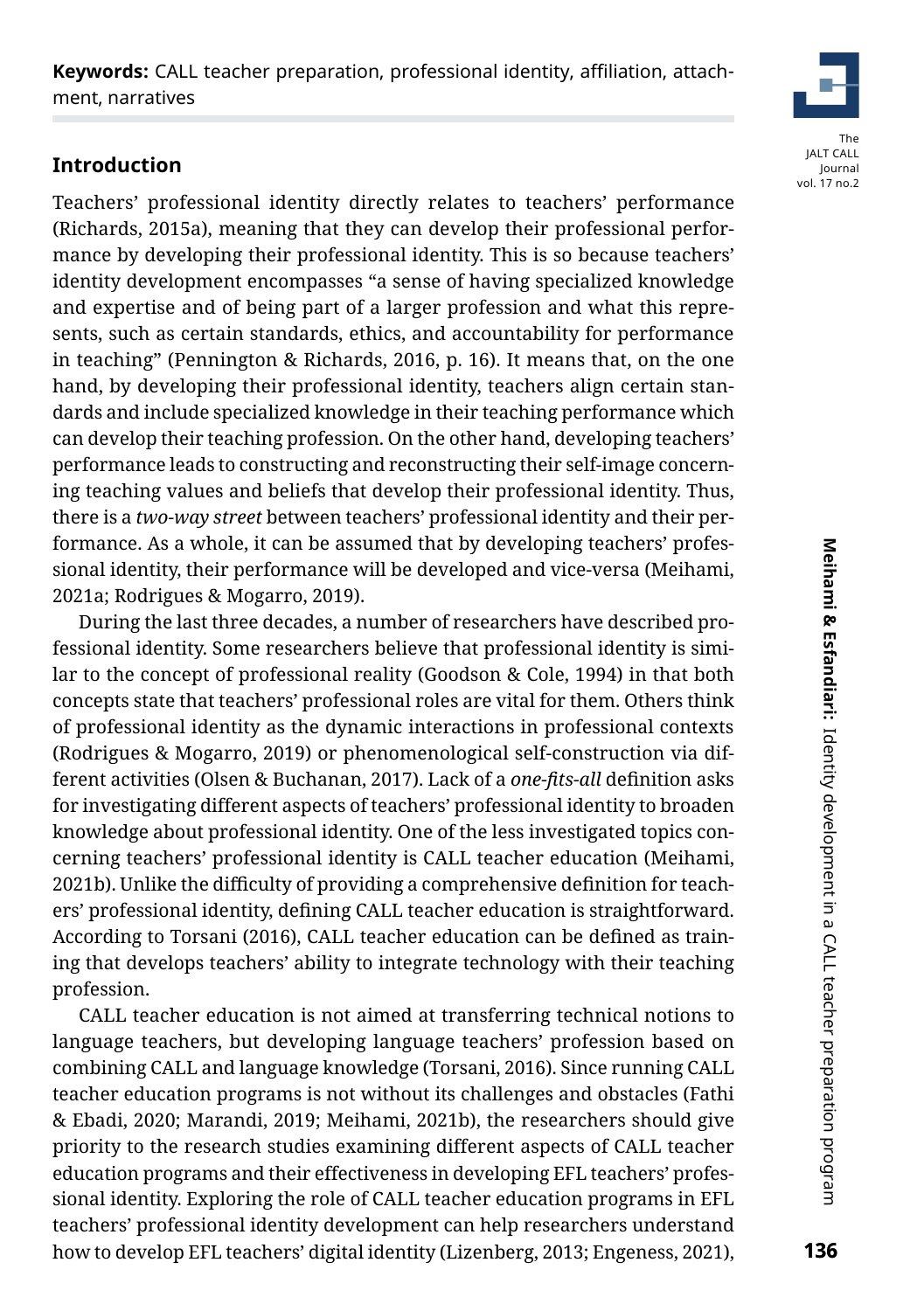**Keywords:** CALL teacher preparation, professional identity, affiliation, attachment, narratives

## Introduction

Teachers' professional identity directly relates to teachers' performance (Richards, 2015a), meaning that they can develop their professional performance by developing their professional identity. This is so because teachers' identity development encompasses "a sense of having specialized knowledge and expertise and of being part of a larger profession and what this represents, such as certain standards, ethics, and accountability for performance in teaching" (Pennington & Richards, 2016, p. 16). It means that, on the one hand, by developing their professional identity, teachers align certain standards and include specialized knowledge in their teaching performance which can develop their teaching profession. On the other hand, developing teachers' performance leads to constructing and reconstructing their self-image concerning teaching values and beliefs that develop their professional identity. Thus, there is a *two-way street* between teachers' professional identity and their performance. As a whole, it can be assumed that by developing teachers' professional identity, their performance will be developed and vice-versa (Meihami, 2021a; Rodrigues & Mogarro, 2019).

During the last three decades, a number of researchers have described professional identity. Some researchers believe that professional identity is similar to the concept of professional reality (Goodson & Cole, 1994) in that both concepts state that teachers' professional roles are vital for them. Others think of professional identity as the dynamic interactions in professional contexts (Rodrigues & Mogarro, 2019) or phenomenological self-construction via different activities (Olsen & Buchanan, 2017). Lack of a *one-fits-all* definition asks for investigating different aspects of teachers' professional identity to broaden knowledge about professional identity. One of the less investigated topics concerning teachers' professional identity is CALL teacher education (Meihami, 2021b). Unlike the difficulty of providing a comprehensive definition for teachers' professional identity, defining CALL teacher education is straightforward. According to Torsani (2016), CALL teacher education can be defined as training that develops teachers' ability to integrate technology with their teaching profession.

CALL teacher education is not aimed at transferring technical notions to language teachers, but developing language teachers' profession based on combining CALL and language knowledge (Torsani, 2016). Since running CALL teacher education programs is not without its challenges and obstacles (Fathi & Ebadi, 2020; Marandi, 2019; Meihami, 2021b), the researchers should give priority to the research studies examining different aspects of CALL teacher education programs and their effectiveness in developing EFL teachers' professional identity. Exploring the role of CALL teacher education programs in EFL teachers' professional identity development can help researchers understand how to develop EFL teachers' digital identity (Lizenberg, 2013; Engeness, 2021),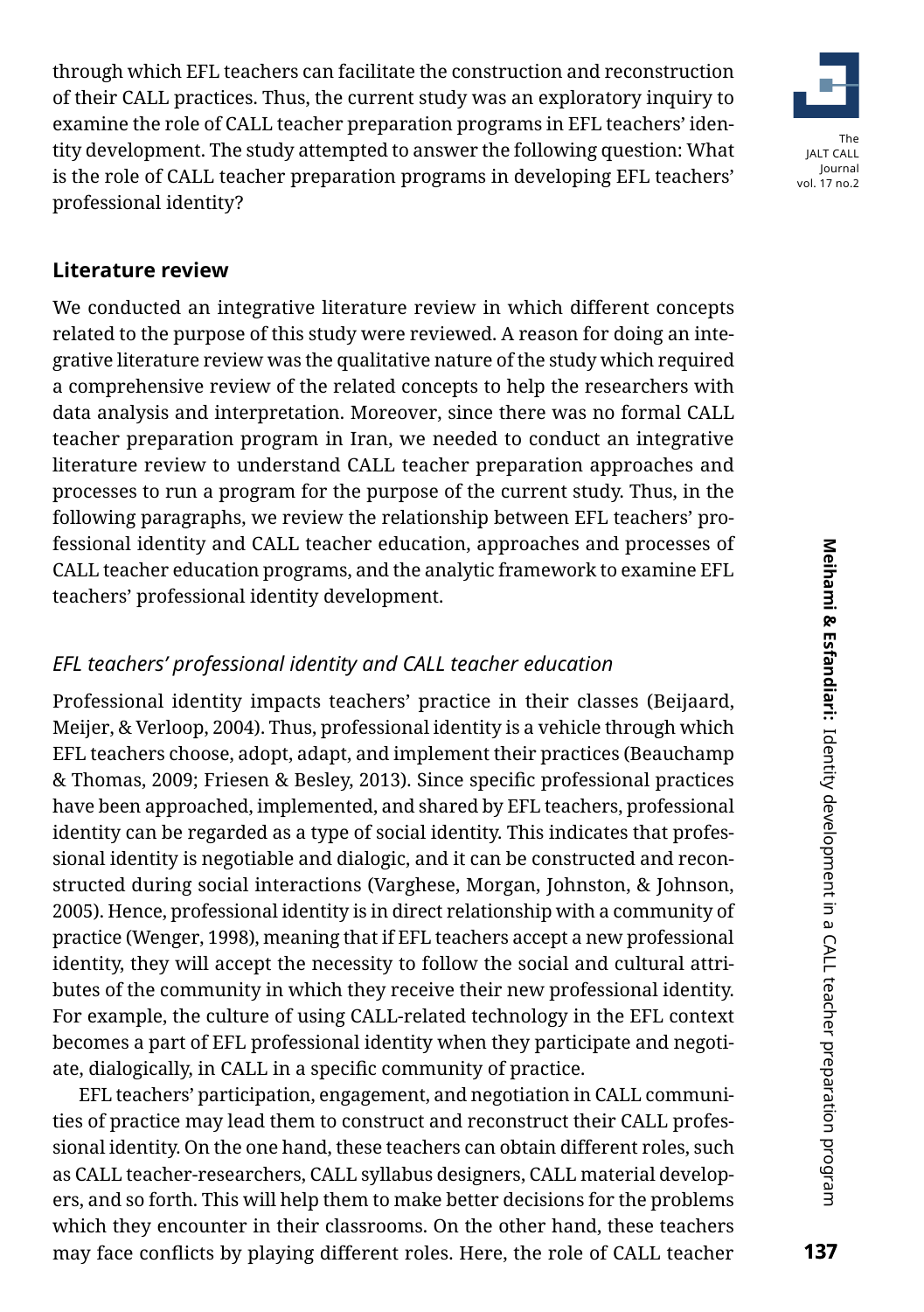through which EFL teachers can facilitate the construction and reconstruction of their CALL practices. Thus, the current study was an exploratory inquiry to examine the role of CALL teacher preparation programs in EFL teachers' identity development. The study attempted to answer the following question: What is the role of CALL teacher preparation programs in developing EFL teachers' professional identity?

## Literature review

We conducted an integrative literature review in which different concepts related to the purpose of this study were reviewed. A reason for doing an integrative literature review was the qualitative nature of the study which required a comprehensive review of the related concepts to help the researchers with data analysis and interpretation. Moreover, since there was no formal CALL teacher preparation program in Iran, we needed to conduct an integrative literature review to understand CALL teacher preparation approaches and processes to run a program for the purpose of the current study. Thus, in the following paragraphs, we review the relationship between EFL teachers' professional identity and CALL teacher education, approaches and processes of CALL teacher education programs, and the analytic framework to examine EFL teachers' professional identity development.

### *EFL teachers' professional identity and CALL teacher education*

Professional identity impacts teachers' practice in their classes (Beijaard, Meijer, & Verloop, 2004). Thus, professional identity is a vehicle through which EFL teachers choose, adopt, adapt, and implement their practices (Beauchamp & Thomas, 2009; Friesen & Besley, 2013). Since specific professional practices have been approached, implemented, and shared by EFL teachers, professional identity can be regarded as a type of social identity. This indicates that professional identity is negotiable and dialogic, and it can be constructed and reconstructed during social interactions (Varghese, Morgan, Johnston, & Johnson, 2005). Hence, professional identity is in direct relationship with a community of practice (Wenger, 1998), meaning that if EFL teachers accept a new professional identity, they will accept the necessity to follow the social and cultural attributes of the community in which they receive their new professional identity. For example, the culture of using CALL-related technology in the EFL context becomes a part of EFL professional identity when they participate and negotiate, dialogically, in CALL in a specific community of practice.

EFL teachers' participation, engagement, and negotiation in CALL communities of practice may lead them to construct and reconstruct their CALL professional identity. On the one hand, these teachers can obtain different roles, such as CALL teacher-researchers, CALL syllabus designers, CALL material developers, and so forth. This will help them to make better decisions for the problems which they encounter in their classrooms. On the other hand, these teachers may face conflicts by playing different roles. Here, the role of CALL teacher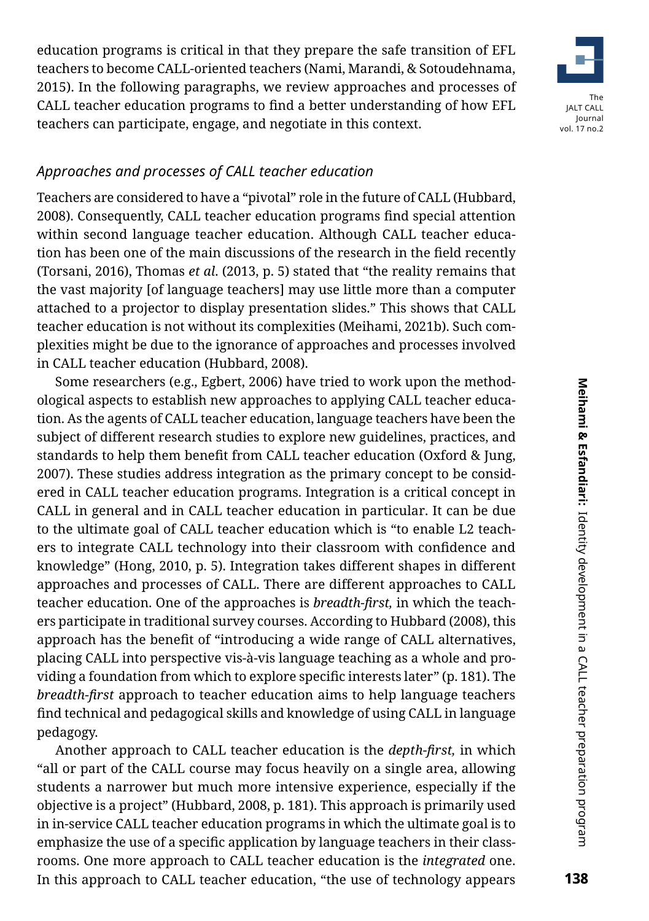education programs is critical in that they prepare the safe transition of EFL teachers to become CALL-oriented teachers (Nami, Marandi, & Sotoudehnama, 2015). In the following paragraphs, we review approaches and processes of CALL teacher education programs to find a better understanding of how EFL teachers can participate, engage, and negotiate in this context.

### *Approaches and processes of CALL teacher education*

Teachers are considered to have a "pivotal" role in the future of CALL (Hubbard, 2008). Consequently, CALL teacher education programs find special attention within second language teacher education. Although CALL teacher education has been one of the main discussions of the research in the field recently (Torsani, 2016), Thomas *et al.* (2013, p. 5) stated that "the reality remains that the vast majority [of language teachers] may use little more than a computer attached to a projector to display presentation slides." This shows that CALL teacher education is not without its complexities (Meihami, 2021b). Such complexities might be due to the ignorance of approaches and processes involved in CALL teacher education (Hubbard, 2008).

Some researchers (e.g., Egbert, 2006) have tried to work upon the methodological aspects to establish new approaches to applying CALL teacher education. As the agents of CALL teacher education, language teachers have been the subject of different research studies to explore new guidelines, practices, and standards to help them benefit from CALL teacher education (Oxford & Jung, 2007). These studies address integration as the primary concept to be considered in CALL teacher education programs. Integration is a critical concept in CALL in general and in CALL teacher education in particular. It can be due to the ultimate goal of CALL teacher education which is "to enable L2 teachers to integrate CALL technology into their classroom with confidence and knowledge" (Hong, 2010, p. 5). Integration takes different shapes in different approaches and processes of CALL. There are different approaches to CALL teacher education. One of the approaches is *breadth-first,* in which the teachers participate in traditional survey courses. According to Hubbard (2008), this approach has the benefit of "introducing a wide range of CALL alternatives, placing CALL into perspective vis-à-vis language teaching as a whole and providing a foundation from which to explore specific interests later" (p. 181). The *breadth-first* approach to teacher education aims to help language teachers find technical and pedagogical skills and knowledge of using CALL in language pedagogy.

Another approach to CALL teacher education is the *depth-first,* in which "all or part of the CALL course may focus heavily on a single area, allowing students a narrower but much more intensive experience, especially if the objective is a project" (Hubbard, 2008, p. 181). This approach is primarily used in in-service CALL teacher education programs in which the ultimate goal is to emphasize the use of a specific application by language teachers in their classrooms. One more approach to CALL teacher education is the *integrated* one. In this approach to CALL teacher education, "the use of technology appears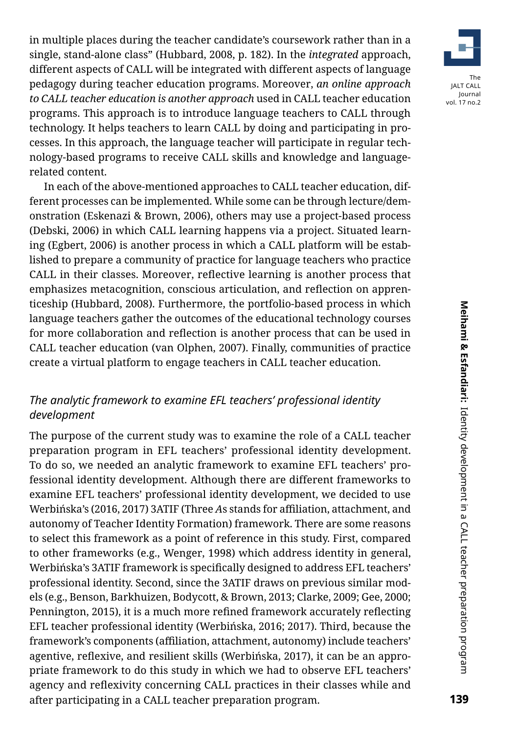in multiple places during the teacher candidate's coursework rather than in a single, stand-alone class" (Hubbard, 2008, p. 182). In the *integrated* approach, different aspects of CALL will be integrated with different aspects of language pedagogy during teacher education programs. Moreover, *an online approach to CALL teacher education is another approach* used in CALL teacher education programs. This approach is to introduce language teachers to CALL through technology. It helps teachers to learn CALL by doing and participating in processes. In this approach, the language teacher will participate in regular technology-based programs to receive CALL skills and knowledge and language-related content.

In each of the above-mentioned approaches to CALL teacher education, different processes can be implemented. While some can be through lecture/demonstration (Eskenazi & Brown, 2006), others may use a project-based process (Debski, 2006) in which CALL learning happens via a project. Situated learning (Egbert, 2006) is another process in which a CALL platform will be established to prepare a community of practice for language teachers who practice CALL in their classes. Moreover, reflective learning is another process that emphasizes metacognition, conscious articulation, and reflection on apprenticeship (Hubbard, 2008). Furthermore, the portfolio-based process in which language teachers gather the outcomes of the educational technology courses for more collaboration and reflection is another process that can be used in CALL teacher education (van Olphen, 2007). Finally, communities of practice create a virtual platform to engage teachers in CALL teacher education.

### *The analytic framework to examine EFL teachers' professional identity development*

The purpose of the current study was to examine the role of a CALL teacher preparation program in EFL teachers' professional identity development. To do so, we needed an analytic framework to examine EFL teachers' professional identity development. Although there are different frameworks to examine EFL teachers' professional identity development, we decided to use Werbińska's (2016, 2017) 3ATIF (Three *A*s stands for affiliation, attachment, and autonomy of Teacher Identity Formation) framework. There are some reasons to select this framework as a point of reference in this study. First, compared to other frameworks (e.g., Wenger, 1998) which address identity in general, Werbińska's 3ATIF framework is specifically designed to address EFL teachers' professional identity. Second, since the 3ATIF draws on previous similar models (e.g., Benson, Barkhuizen, Bodycott, & Brown, 2013; Clarke, 2009; Gee, 2000; Pennington, 2015), it is a much more refined framework accurately reflecting EFL teacher professional identity (Werbińska, 2016; 2017). Third, because the framework's components (affiliation, attachment, autonomy) include teachers' agentive, reflexive, and resilient skills (Werbińska, 2017), it can be an appropriate framework to do this study in which we had to observe EFL teachers' agency and reflexivity concerning CALL practices in their classes while and after participating in a CALL teacher preparation program.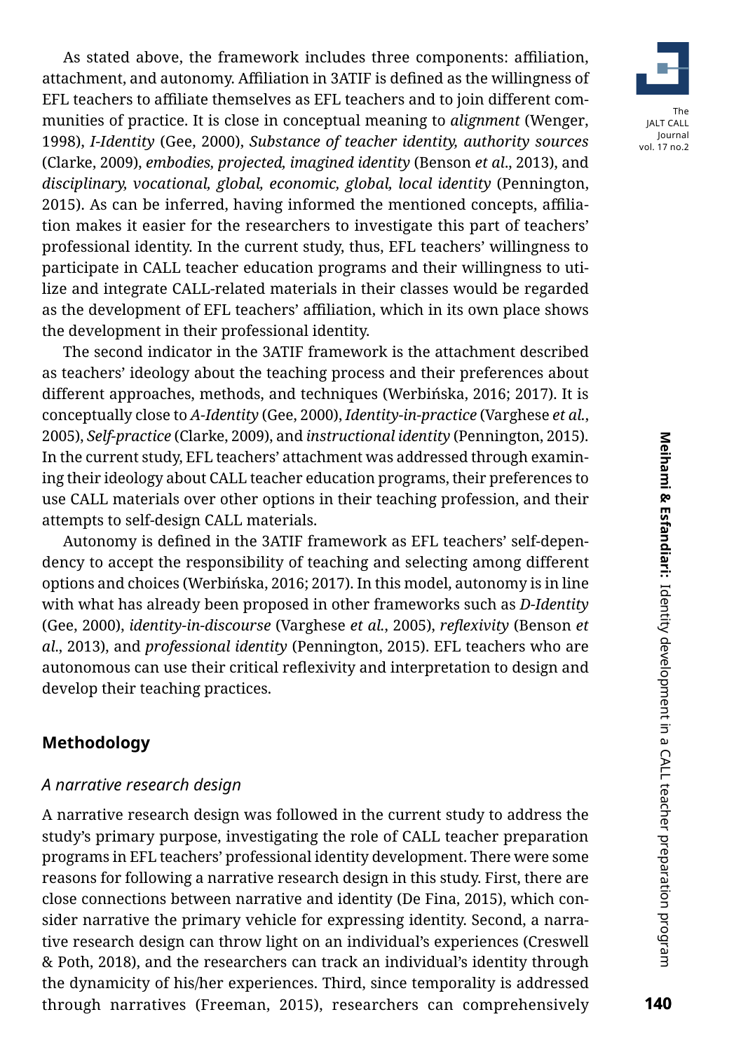As stated above, the framework includes three components: affiliation, attachment, and autonomy. Affiliation in 3ATIF is defined as the willingness of EFL teachers to affiliate themselves as EFL teachers and to join different communities of practice. It is close in conceptual meaning to *alignment* (Wenger, 1998), *I-Identity* (Gee, 2000), *Substance of teacher identity, authority sources* (Clarke, 2009), *embodies, projected, imagined identity* (Benson *et al*., 2013), and *disciplinary, vocational, global, economic, global, local identity* (Pennington, 2015). As can be inferred, having informed the mentioned concepts, affiliation makes it easier for the researchers to investigate this part of teachers' professional identity. In the current study, thus, EFL teachers' willingness to participate in CALL teacher education programs and their willingness to utilize and integrate CALL-related materials in their classes would be regarded as the development of EFL teachers' affiliation, which in its own place shows the development in their professional identity.

The second indicator in the 3ATIF framework is the attachment described as teachers' ideology about the teaching process and their preferences about different approaches, methods, and techniques (Werbińska, 2016; 2017). It is conceptually close to *A-Identity* (Gee, 2000), *Identity-in-practice* (Varghese *et al.*, 2005), *Self-practice* (Clarke, 2009), and *instructional identity* (Pennington, 2015). In the current study, EFL teachers' attachment was addressed through examining their ideology about CALL teacher education programs, their preferences to use CALL materials over other options in their teaching profession, and their attempts to self-design CALL materials.

Autonomy is defined in the 3ATIF framework as EFL teachers' self-dependency to accept the responsibility of teaching and selecting among different options and choices (Werbińska, 2016; 2017). In this model, autonomy is in line with what has already been proposed in other frameworks such as *D-Identity* (Gee, 2000), *identity-in-discourse* (Varghese *et al.*, 2005), *reflexivity* (Benson *et al*., 2013), and *professional identity* (Pennington, 2015). EFL teachers who are autonomous can use their critical reflexivity and interpretation to design and develop their teaching practices.

## Methodology

### *A narrative research design*

A narrative research design was followed in the current study to address the study's primary purpose, investigating the role of CALL teacher preparation programs in EFL teachers' professional identity development. There were some reasons for following a narrative research design in this study. First, there are close connections between narrative and identity (De Fina, 2015), which consider narrative the primary vehicle for expressing identity. Second, a narrative research design can throw light on an individual's experiences (Creswell & Poth, 2018), and the researchers can track an individual's identity through the dynamicity of his/her experiences. Third, since temporality is addressed through narratives (Freeman, 2015), researchers can comprehensively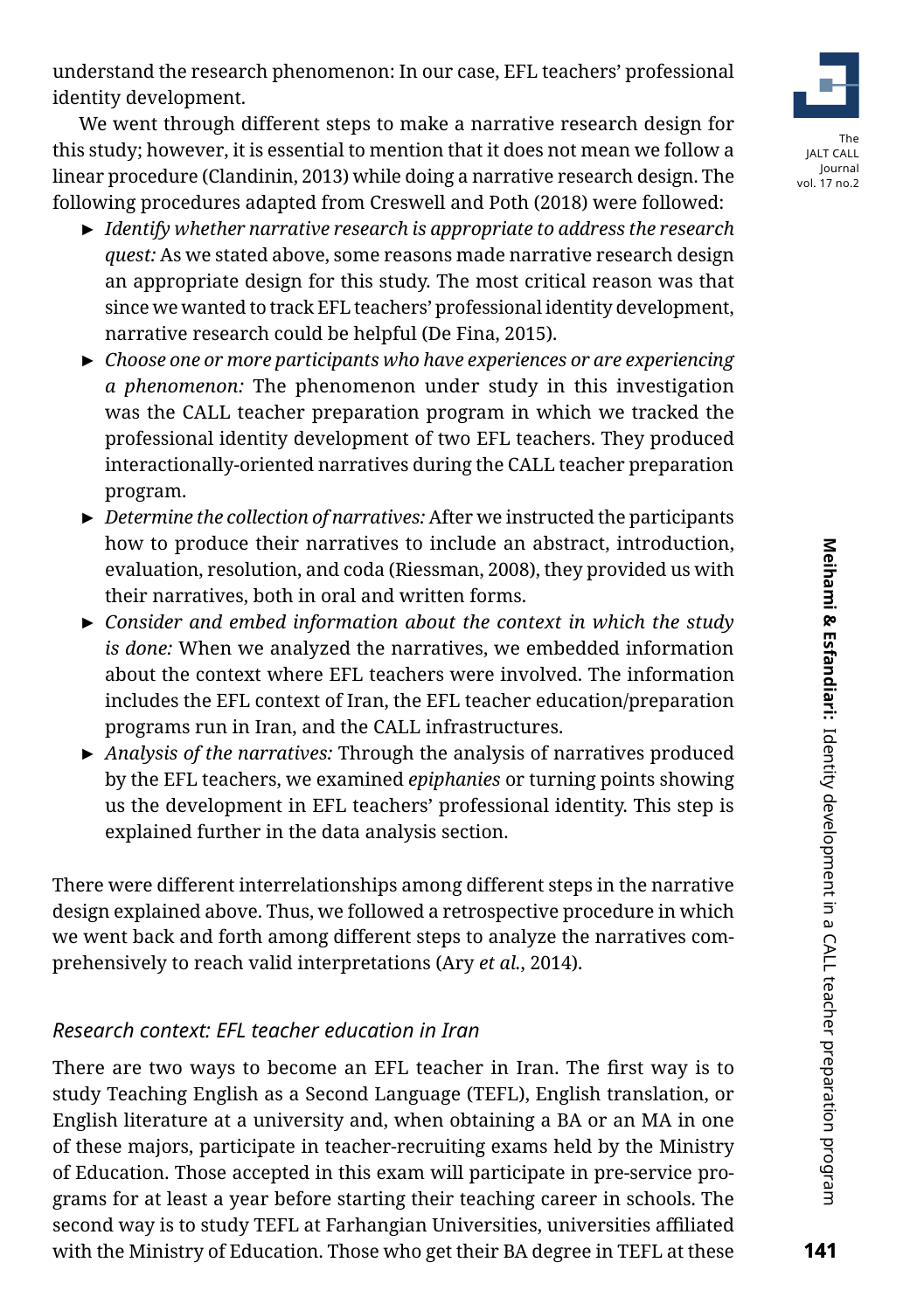understand the research phenomenon: In our case, EFL teachers' professional identity development.

We went through different steps to make a narrative research design for this study; however, it is essential to mention that it does not mean we follow a linear procedure (Clandinin, 2013) while doing a narrative research design. The following procedures adapted from Creswell and Poth (2018) were followed:

- *Identify whether narrative research is appropriate to address the research quest:* As we stated above, some reasons made narrative research design an appropriate design for this study. The most critical reason was that since we wanted to track EFL teachers' professional identity development, narrative research could be helpful (De Fina, 2015).
- *Choose one or more participants who have experiences or are experiencing a phenomenon:* The phenomenon under study in this investigation was the CALL teacher preparation program in which we tracked the professional identity development of two EFL teachers. They produced interactionally-oriented narratives during the CALL teacher preparation program.
- *Determine the collection of narratives:* After we instructed the participants how to produce their narratives to include an abstract, introduction, evaluation, resolution, and coda (Riessman, 2008), they provided us with their narratives, both in oral and written forms.
- *Consider and embed information about the context in which the study is done:* When we analyzed the narratives, we embedded information about the context where EFL teachers were involved. The information includes the EFL context of Iran, the EFL teacher education/preparation programs run in Iran, and the CALL infrastructures.
- *Analysis of the narratives:* Through the analysis of narratives produced by the EFL teachers, we examined *epiphanies* or turning points showing us the development in EFL teachers' professional identity. This step is explained further in the data analysis section.

There were different interrelationships among different steps in the narrative design explained above. Thus, we followed a retrospective procedure in which we went back and forth among different steps to analyze the narratives comprehensively to reach valid interpretations (Ary *et al.*, 2014).

### *Research context: EFL teacher education in Iran*

There are two ways to become an EFL teacher in Iran. The first way is to study Teaching English as a Second Language (TEFL), English translation, or English literature at a university and, when obtaining a BA or an MA in one of these majors, participate in teacher-recruiting exams held by the Ministry of Education. Those accepted in this exam will participate in pre-service programs for at least a year before starting their teaching career in schools. The second way is to study TEFL at Farhangian Universities, universities affiliated with the Ministry of Education. Those who get their BA degree in TEFL at these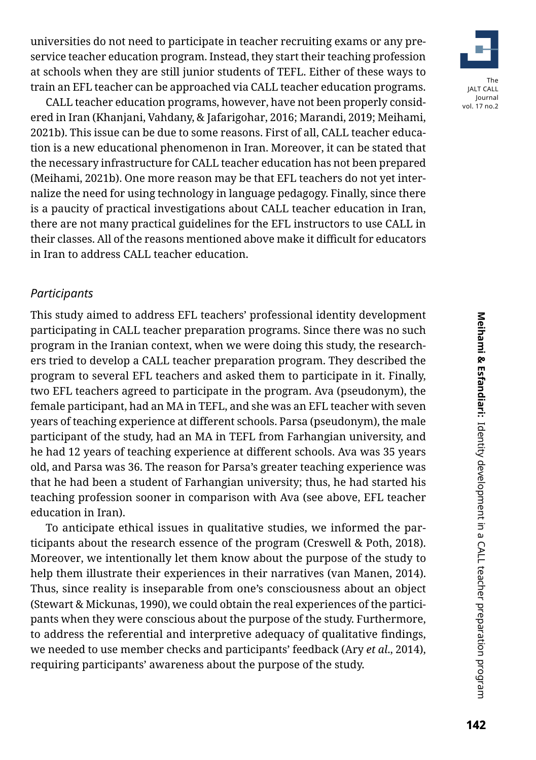universities do not need to participate in teacher recruiting exams or any pre-service teacher education program. Instead, they start their teaching profession at schools when they are still junior students of TEFL. Either of these ways to train an EFL teacher can be approached via CALL teacher education programs.

CALL teacher education programs, however, have not been properly considered in Iran (Khanjani, Vahdany, & Jafarigohar, 2016; Marandi, 2019; Meihami, 2021b). This issue can be due to some reasons. First of all, CALL teacher education is a new educational phenomenon in Iran. Moreover, it can be stated that the necessary infrastructure for CALL teacher education has not been prepared (Meihami, 2021b). One more reason may be that EFL teachers do not yet internalize the need for using technology in language pedagogy. Finally, since there is a paucity of practical investigations about CALL teacher education in Iran, there are not many practical guidelines for the EFL instructors to use CALL in their classes. All of the reasons mentioned above make it difficult for educators in Iran to address CALL teacher education.

### *Participants*

This study aimed to address EFL teachers' professional identity development participating in CALL teacher preparation programs. Since there was no such program in the Iranian context, when we were doing this study, the researchers tried to develop a CALL teacher preparation program. They described the program to several EFL teachers and asked them to participate in it. Finally, two EFL teachers agreed to participate in the program. Ava (pseudonym), the female participant, had an MA in TEFL, and she was an EFL teacher with seven years of teaching experience at different schools. Parsa (pseudonym), the male participant of the study, had an MA in TEFL from Farhangian university, and he had 12 years of teaching experience at different schools. Ava was 35 years old, and Parsa was 36. The reason for Parsa's greater teaching experience was that he had been a student of Farhangian university; thus, he had started his teaching profession sooner in comparison with Ava (see above, EFL teacher education in Iran).

To anticipate ethical issues in qualitative studies, we informed the participants about the research essence of the program (Creswell & Poth, 2018). Moreover, we intentionally let them know about the purpose of the study to help them illustrate their experiences in their narratives (van Manen, 2014). Thus, since reality is inseparable from one's consciousness about an object (Stewart & Mickunas, 1990), we could obtain the real experiences of the participants when they were conscious about the purpose of the study. Furthermore, to address the referential and interpretive adequacy of qualitative findings, we needed to use member checks and participants' feedback (Ary *et al*., 2014), requiring participants' awareness about the purpose of the study.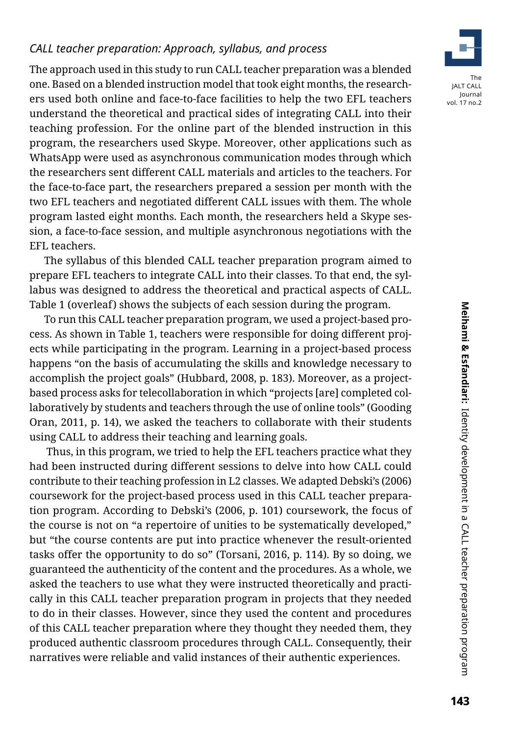### *CALL teacher preparation: Approach, syllabus, and process*

The approach used in this study to run CALL teacher preparation was a blended one. Based on a blended instruction model that took eight months, the researchers used both online and face-to-face facilities to help the two EFL teachers understand the theoretical and practical sides of integrating CALL into their teaching profession. For the online part of the blended instruction in this program, the researchers used Skype. Moreover, other applications such as WhatsApp were used as asynchronous communication modes through which the researchers sent different CALL materials and articles to the teachers. For the face-to-face part, the researchers prepared a session per month with the two EFL teachers and negotiated different CALL issues with them. The whole program lasted eight months. Each month, the researchers held a Skype session, a face-to-face session, and multiple asynchronous negotiations with the EFL teachers.

The syllabus of this blended CALL teacher preparation program aimed to prepare EFL teachers to integrate CALL into their classes. To that end, the syllabus was designed to address the theoretical and practical aspects of CALL. Table 1 (overleaf) shows the subjects of each session during the program.

To run this CALL teacher preparation program, we used a project-based process. As shown in Table 1, teachers were responsible for doing different projects while participating in the program. Learning in a project-based process happens "on the basis of accumulating the skills and knowledge necessary to accomplish the project goals" (Hubbard, 2008, p. 183). Moreover, as a project-based process asks for telecollaboration in which "projects [are] completed collaboratively by students and teachers through the use of online tools" (Gooding Oran, 2011, p. 14), we asked the teachers to collaborate with their students using CALL to address their teaching and learning goals.

Thus, in this program, we tried to help the EFL teachers practice what they had been instructed during different sessions to delve into how CALL could contribute to their teaching profession in L2 classes. We adapted Debski's (2006) coursework for the project-based process used in this CALL teacher preparation program. According to Debski's (2006, p. 101) coursework, the focus of the course is not on "a repertoire of unities to be systematically developed," but "the course contents are put into practice whenever the result-oriented tasks offer the opportunity to do so" (Torsani, 2016, p. 114). By so doing, we guaranteed the authenticity of the content and the procedures. As a whole, we asked the teachers to use what they were instructed theoretically and practically in this CALL teacher preparation program in projects that they needed to do in their classes. However, since they used the content and procedures of this CALL teacher preparation where they thought they needed them, they produced authentic classroom procedures through CALL. Consequently, their narratives were reliable and valid instances of their authentic experiences.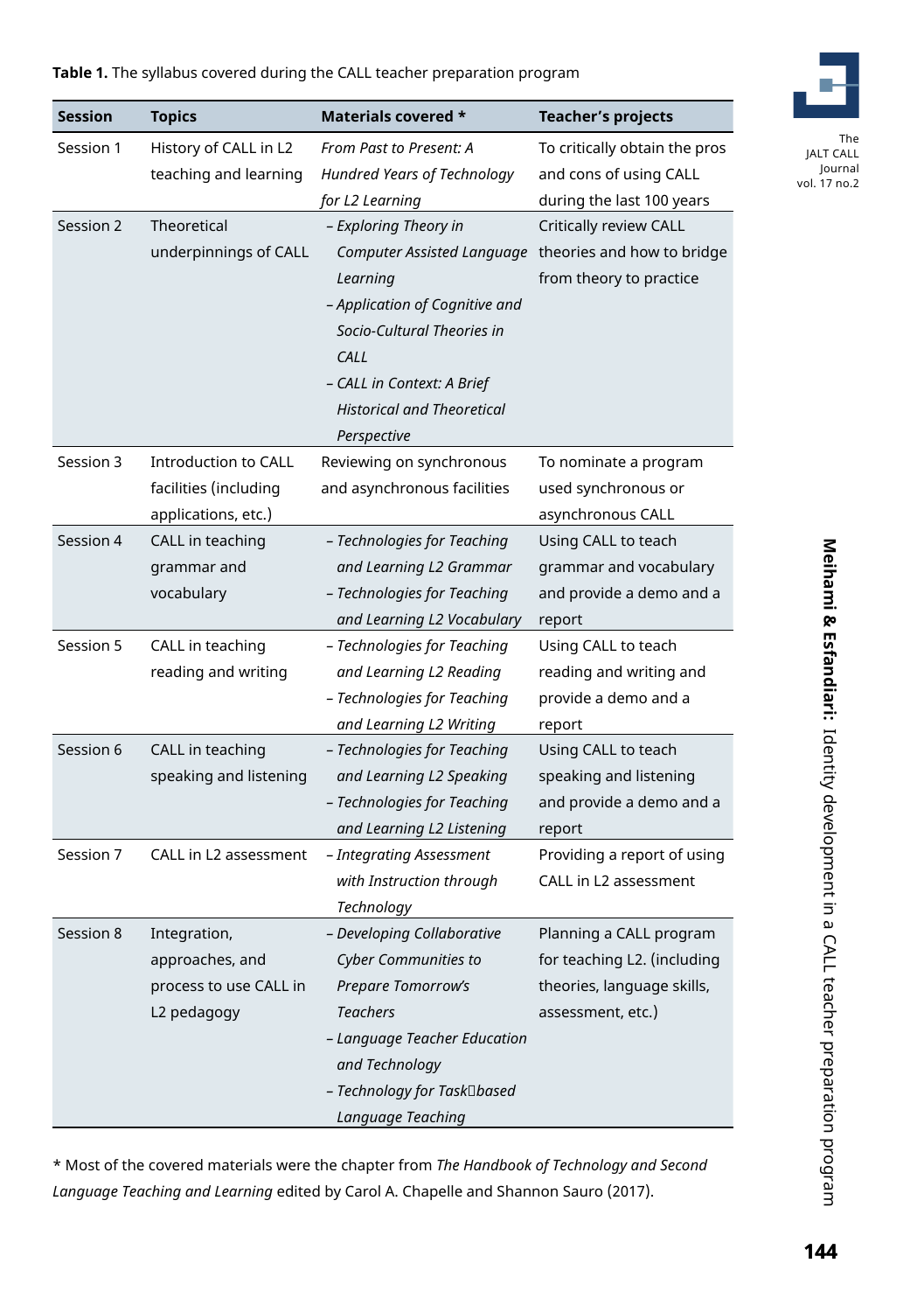**Table 1.** The syllabus covered during the CALL teacher preparation program

| Session | Topics | Materials covered * | Teacher's projects |
|---|---|---|---|
| Session 1 | History of CALL in L2 teaching and learning | *From Past to Present: A Hundred Years of Technology for L2 Learning* | To critically obtain the pros and cons of using CALL during the last 100 years |
| Session 2 | Theoretical underpinnings of CALL | – *Exploring Theory in Computer Assisted Language Learning*<br>– *Application of Cognitive and Socio-Cultural Theories in CALL*<br>– *CALL in Context: A Brief Historical and Theoretical Perspective* | Critically review CALL theories and how to bridge from theory to practice |
| Session 3 | Introduction to CALL facilities (including applications, etc.) | Reviewing on synchronous and asynchronous facilities | To nominate a program used synchronous or asynchronous CALL |
| Session 4 | CALL in teaching grammar and vocabulary | – *Technologies for Teaching and Learning L2 Grammar*<br>– *Technologies for Teaching and Learning L2 Vocabulary* | Using CALL to teach grammar and vocabulary and provide a demo and a report |
| Session 5 | CALL in teaching reading and writing | – *Technologies for Teaching and Learning L2 Reading*<br>– *Technologies for Teaching and Learning L2 Writing* | Using CALL to teach reading and writing and provide a demo and a report |
| Session 6 | CALL in teaching speaking and listening | – *Technologies for Teaching and Learning L2 Speaking*<br>– *Technologies for Teaching and Learning L2 Listening* | Using CALL to teach speaking and listening and provide a demo and a report |
| Session 7 | CALL in L2 assessment | – *Integrating Assessment with Instruction through Technology* | Providing a report of using CALL in L2 assessment |
| Session 8 | Integration, approaches, and process to use CALL in L2 pedagogy | – *Developing Collaborative Cyber Communities to Prepare Tomorrow's Teachers*<br>– *Language Teacher Education and Technology*<br>– *Technology for Task‐based Language Teaching* | Planning a CALL program for teaching L2. (including theories, language skills, assessment, etc.) |

\* Most of the covered materials were the chapter from *The Handbook of Technology and Second Language Teaching and Learning* edited by Carol A. Chapelle and Shannon Sauro (2017).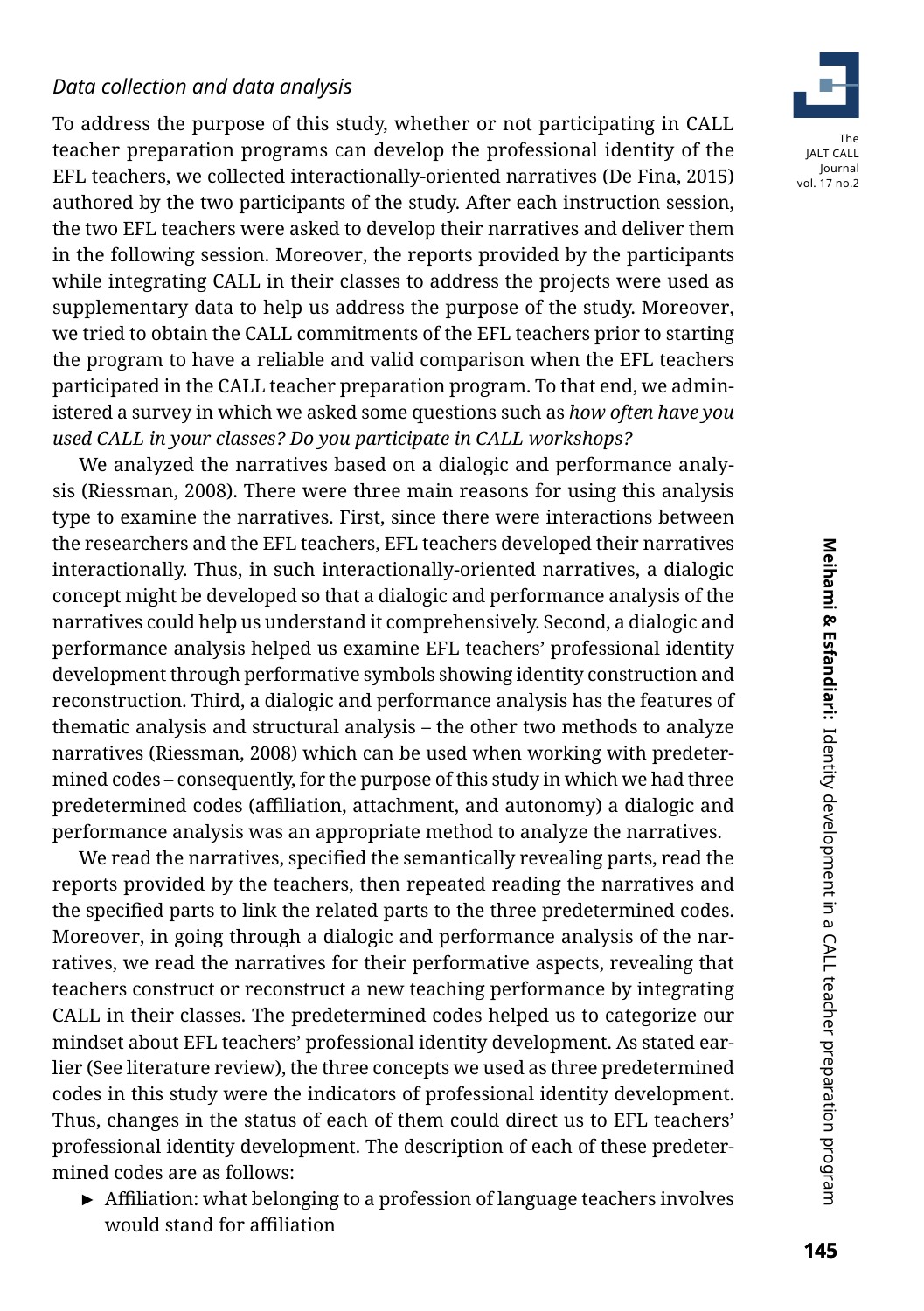### *Data collection and data analysis*

To address the purpose of this study, whether or not participating in CALL teacher preparation programs can develop the professional identity of the EFL teachers, we collected interactionally-oriented narratives (De Fina, 2015) authored by the two participants of the study. After each instruction session, the two EFL teachers were asked to develop their narratives and deliver them in the following session. Moreover, the reports provided by the participants while integrating CALL in their classes to address the projects were used as supplementary data to help us address the purpose of the study. Moreover, we tried to obtain the CALL commitments of the EFL teachers prior to starting the program to have a reliable and valid comparison when the EFL teachers participated in the CALL teacher preparation program. To that end, we administered a survey in which we asked some questions such as *how often have you used CALL in your classes? Do you participate in CALL workshops?*

We analyzed the narratives based on a dialogic and performance analysis (Riessman, 2008). There were three main reasons for using this analysis type to examine the narratives. First, since there were interactions between the researchers and the EFL teachers, EFL teachers developed their narratives interactionally. Thus, in such interactionally-oriented narratives, a dialogic concept might be developed so that a dialogic and performance analysis of the narratives could help us understand it comprehensively. Second, a dialogic and performance analysis helped us examine EFL teachers' professional identity development through performative symbols showing identity construction and reconstruction. Third, a dialogic and performance analysis has the features of thematic analysis and structural analysis – the other two methods to analyze narratives (Riessman, 2008) which can be used when working with predetermined codes – consequently, for the purpose of this study in which we had three predetermined codes (affiliation, attachment, and autonomy) a dialogic and performance analysis was an appropriate method to analyze the narratives.

We read the narratives, specified the semantically revealing parts, read the reports provided by the teachers, then repeated reading the narratives and the specified parts to link the related parts to the three predetermined codes. Moreover, in going through a dialogic and performance analysis of the narratives, we read the narratives for their performative aspects, revealing that teachers construct or reconstruct a new teaching performance by integrating CALL in their classes. The predetermined codes helped us to categorize our mindset about EFL teachers' professional identity development. As stated earlier (See literature review), the three concepts we used as three predetermined codes in this study were the indicators of professional identity development. Thus, changes in the status of each of them could direct us to EFL teachers' professional identity development. The description of each of these predetermined codes are as follows:

- Affiliation: what belonging to a profession of language teachers involves would stand for affiliation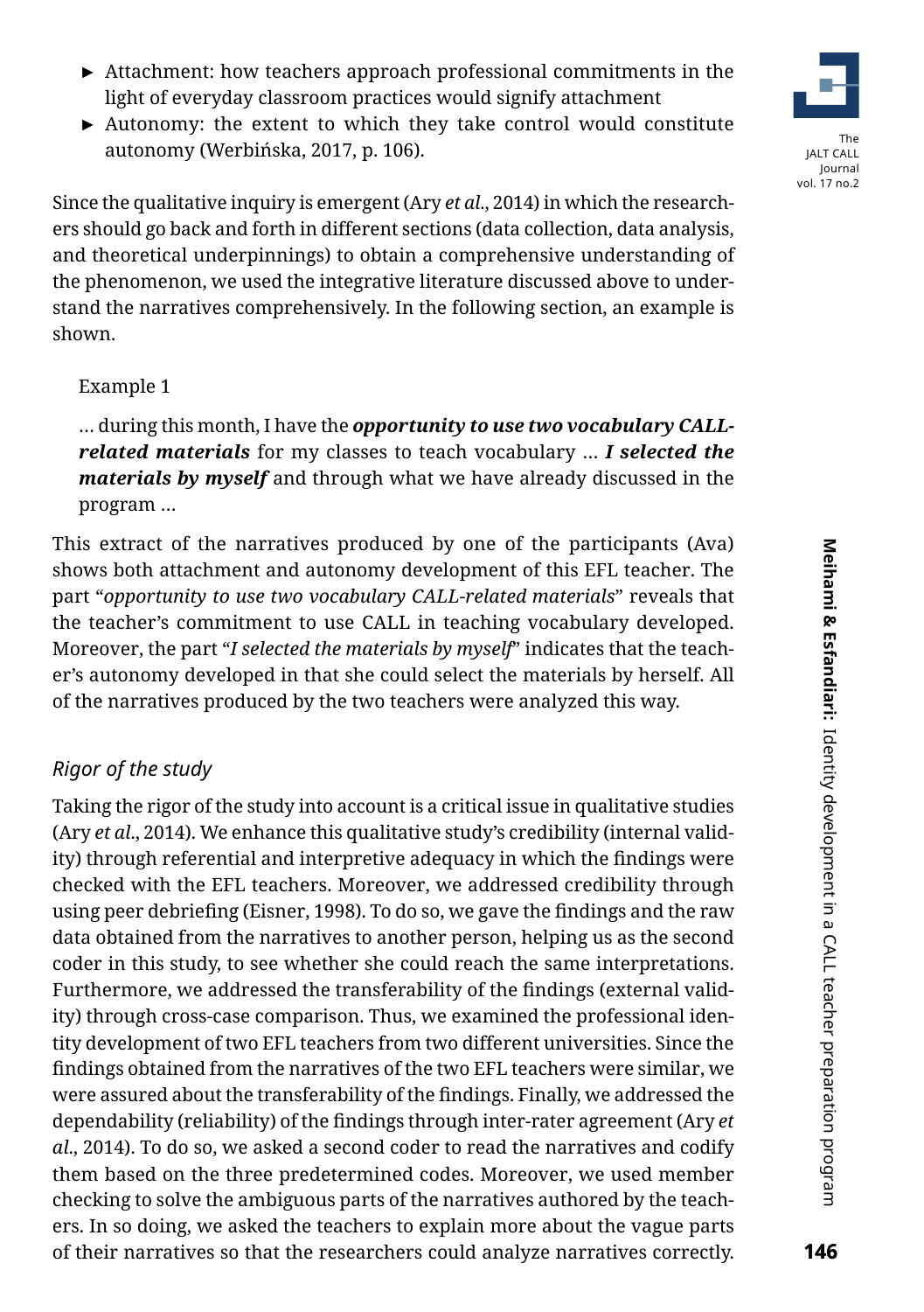- ► Attachment: how teachers approach professional commitments in the light of everyday classroom practices would signify attachment
- ► Autonomy: the extent to which they take control would constitute autonomy (Werbińska, 2017, p. 106).

Since the qualitative inquiry is emergent (Ary *et al*., 2014) in which the researchers should go back and forth in different sections (data collection, data analysis, and theoretical underpinnings) to obtain a comprehensive understanding of the phenomenon, we used the integrative literature discussed above to understand the narratives comprehensively. In the following section, an example is shown.

> Example 1
>
> … during this month, I have the ***opportunity to use two vocabulary CALL-related materials*** for my classes to teach vocabulary … ***I selected the materials by myself*** and through what we have already discussed in the program …

This extract of the narratives produced by one of the participants (Ava) shows both attachment and autonomy development of this EFL teacher. The part "*opportunity to use two vocabulary CALL-related materials*" reveals that the teacher's commitment to use CALL in teaching vocabulary developed. Moreover, the part "*I selected the materials by myself*" indicates that the teacher's autonomy developed in that she could select the materials by herself. All of the narratives produced by the two teachers were analyzed this way.

### *Rigor of the study*

Taking the rigor of the study into account is a critical issue in qualitative studies (Ary *et al*., 2014). We enhance this qualitative study's credibility (internal validity) through referential and interpretive adequacy in which the findings were checked with the EFL teachers. Moreover, we addressed credibility through using peer debriefing (Eisner, 1998). To do so, we gave the findings and the raw data obtained from the narratives to another person, helping us as the second coder in this study, to see whether she could reach the same interpretations. Furthermore, we addressed the transferability of the findings (external validity) through cross-case comparison. Thus, we examined the professional identity development of two EFL teachers from two different universities. Since the findings obtained from the narratives of the two EFL teachers were similar, we were assured about the transferability of the findings. Finally, we addressed the dependability (reliability) of the findings through inter-rater agreement (Ary *et al*., 2014). To do so, we asked a second coder to read the narratives and codify them based on the three predetermined codes. Moreover, we used member checking to solve the ambiguous parts of the narratives authored by the teachers. In so doing, we asked the teachers to explain more about the vague parts of their narratives so that the researchers could analyze narratives correctly.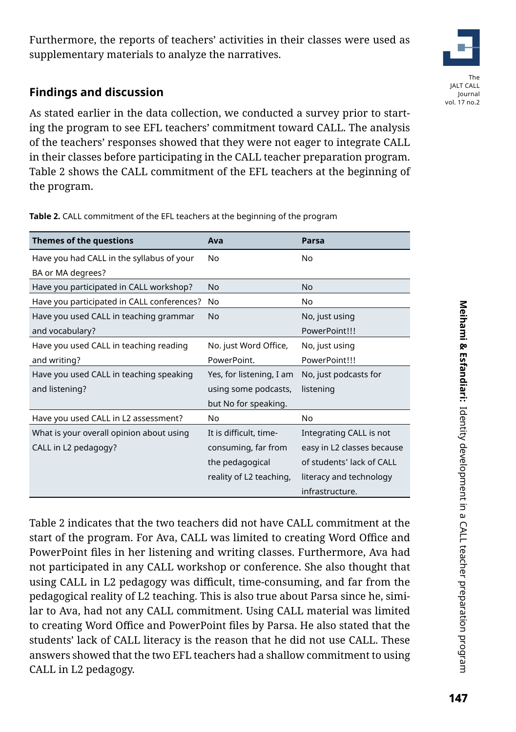Furthermore, the reports of teachers' activities in their classes were used as supplementary materials to analyze the narratives.

## Findings and discussion

As stated earlier in the data collection, we conducted a survey prior to starting the program to see EFL teachers' commitment toward CALL. The analysis of the teachers' responses showed that they were not eager to integrate CALL in their classes before participating in the CALL teacher preparation program. Table 2 shows the CALL commitment of the EFL teachers at the beginning of the program.

**Table 2.** CALL commitment of the EFL teachers at the beginning of the program

| Themes of the questions | Ava | Parsa |
|---|---|---|
| Have you had CALL in the syllabus of your BA or MA degrees? | No | No |
| Have you participated in CALL workshop? | No | No |
| Have you participated in CALL conferences? | No | No |
| Have you used CALL in teaching grammar and vocabulary? | No | No, just using PowerPoint!!! |
| Have you used CALL in teaching reading and writing? | No. just Word Office, PowerPoint. | No, just using PowerPoint!!! |
| Have you used CALL in teaching speaking and listening? | Yes, for listening, I am using some podcasts, but No for speaking. | No, just podcasts for listening |
| Have you used CALL in L2 assessment? | No | No |
| What is your overall opinion about using CALL in L2 pedagogy? | It is difficult, time-consuming, far from the pedagogical reality of L2 teaching, | Integrating CALL is not easy in L2 classes because of students' lack of CALL literacy and technology infrastructure. |

Table 2 indicates that the two teachers did not have CALL commitment at the start of the program. For Ava, CALL was limited to creating Word Office and PowerPoint files in her listening and writing classes. Furthermore, Ava had not participated in any CALL workshop or conference. She also thought that using CALL in L2 pedagogy was difficult, time-consuming, and far from the pedagogical reality of L2 teaching. This is also true about Parsa since he, similar to Ava, had not any CALL commitment. Using CALL material was limited to creating Word Office and PowerPoint files by Parsa. He also stated that the students' lack of CALL literacy is the reason that he did not use CALL. These answers showed that the two EFL teachers had a shallow commitment to using CALL in L2 pedagogy.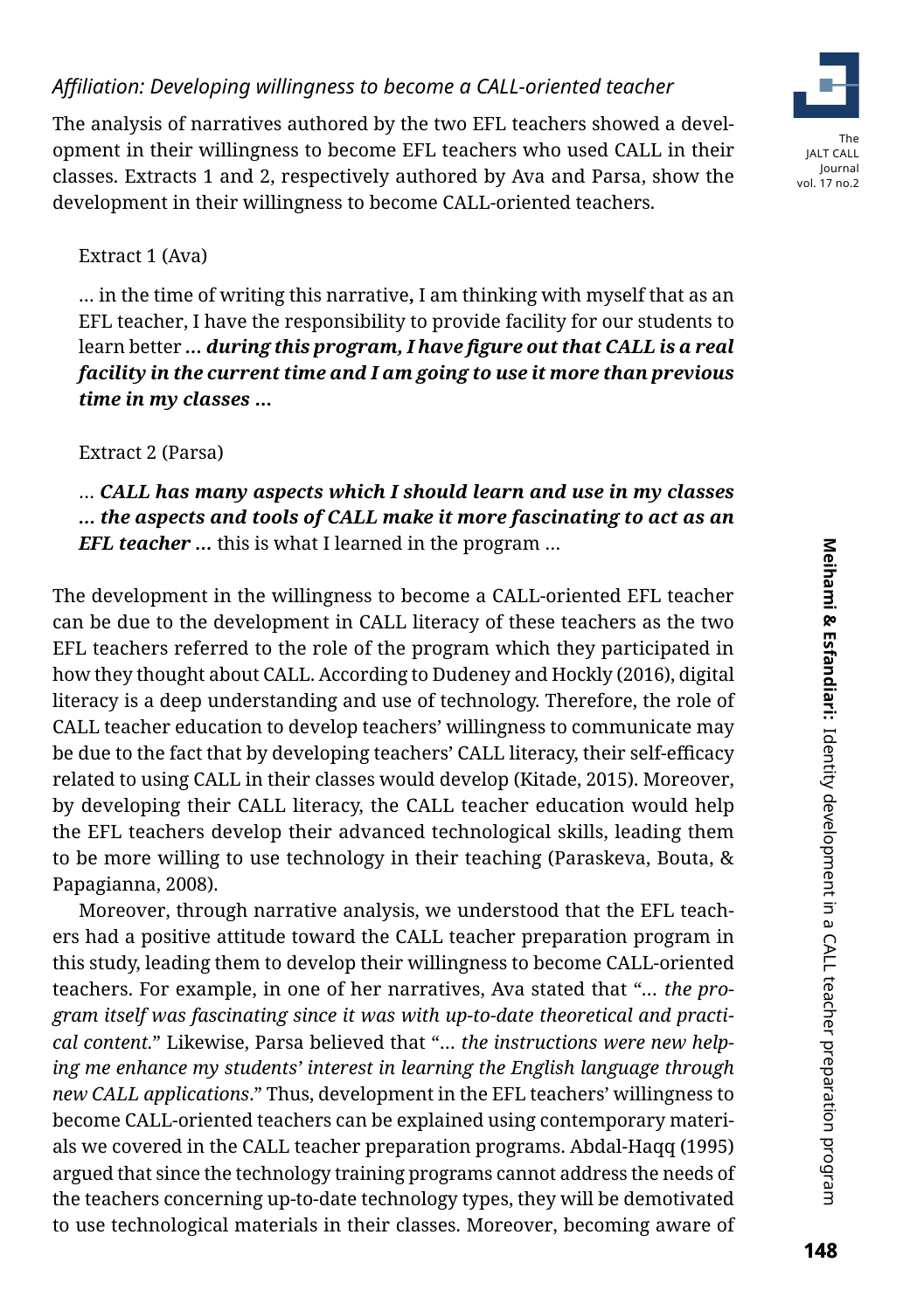### *Affiliation: Developing willingness to become a CALL-oriented teacher*

The analysis of narratives authored by the two EFL teachers showed a development in their willingness to become EFL teachers who used CALL in their classes. Extracts 1 and 2, respectively authored by Ava and Parsa, show the development in their willingness to become CALL-oriented teachers.

> Extract 1 (Ava)
>
> … in the time of writing this narrative**,** I am thinking with myself that as an EFL teacher, I have the responsibility to provide facility for our students to learn better ***… during this program, I have figure out that CALL is a real facility in the current time and I am going to use it more than previous time in my classes …***

> Extract 2 (Parsa)
>
> … ***CALL has many aspects which I should learn and use in my classes … the aspects and tools of CALL make it more fascinating to act as an EFL teacher …*** this is what I learned in the program …

The development in the willingness to become a CALL-oriented EFL teacher can be due to the development in CALL literacy of these teachers as the two EFL teachers referred to the role of the program which they participated in how they thought about CALL. According to Dudeney and Hockly (2016), digital literacy is a deep understanding and use of technology. Therefore, the role of CALL teacher education to develop teachers' willingness to communicate may be due to the fact that by developing teachers' CALL literacy, their self-efficacy related to using CALL in their classes would develop (Kitade, 2015). Moreover, by developing their CALL literacy, the CALL teacher education would help the EFL teachers develop their advanced technological skills, leading them to be more willing to use technology in their teaching (Paraskeva, Bouta, & Papagianna, 2008).

Moreover, through narrative analysis, we understood that the EFL teachers had a positive attitude toward the CALL teacher preparation program in this study, leading them to develop their willingness to become CALL-oriented teachers. For example, in one of her narratives, Ava stated that "*… the program itself was fascinating since it was with up-to-date theoretical and practical content.*" Likewise, Parsa believed that "*… the instructions were new helping me enhance my students' interest in learning the English language through new CALL applications*." Thus, development in the EFL teachers' willingness to become CALL-oriented teachers can be explained using contemporary materials we covered in the CALL teacher preparation programs. Abdal-Haqq (1995) argued that since the technology training programs cannot address the needs of the teachers concerning up-to-date technology types, they will be demotivated to use technological materials in their classes. Moreover, becoming aware of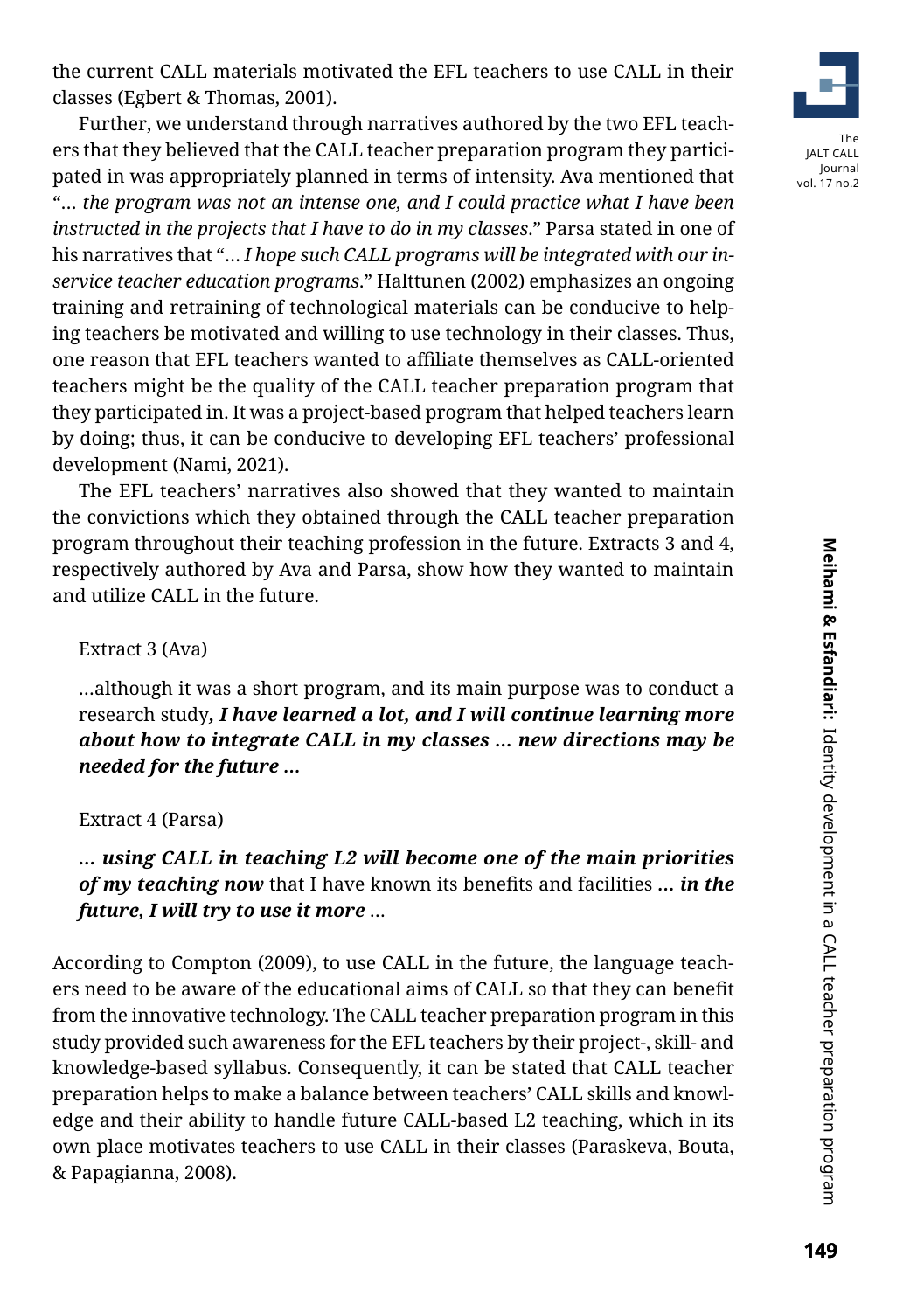the current CALL materials motivated the EFL teachers to use CALL in their classes (Egbert & Thomas, 2001).

Further, we understand through narratives authored by the two EFL teachers that they believed that the CALL teacher preparation program they participated in was appropriately planned in terms of intensity. Ava mentioned that "*… the program was not an intense one, and I could practice what I have been instructed in the projects that I have to do in my classes*." Parsa stated in one of his narratives that "*… I hope such CALL programs will be integrated with our in-service teacher education programs*." Halttunen (2002) emphasizes an ongoing training and retraining of technological materials can be conducive to helping teachers be motivated and willing to use technology in their classes. Thus, one reason that EFL teachers wanted to affiliate themselves as CALL-oriented teachers might be the quality of the CALL teacher preparation program that they participated in. It was a project-based program that helped teachers learn by doing; thus, it can be conducive to developing EFL teachers' professional development (Nami, 2021).

The EFL teachers' narratives also showed that they wanted to maintain the convictions which they obtained through the CALL teacher preparation program throughout their teaching profession in the future. Extracts 3 and 4, respectively authored by Ava and Parsa, show how they wanted to maintain and utilize CALL in the future.

Extract 3 (Ava)

…although it was a short program, and its main purpose was to conduct a research study***, I have learned a lot, and I will continue learning more about how to integrate CALL in my classes … new directions may be needed for the future …***

Extract 4 (Parsa)

***… using CALL in teaching L2 will become one of the main priorities of my teaching now*** that I have known its benefits and facilities ***… in the future, I will try to use it more*** …

According to Compton (2009), to use CALL in the future, the language teachers need to be aware of the educational aims of CALL so that they can benefit from the innovative technology. The CALL teacher preparation program in this study provided such awareness for the EFL teachers by their project-, skill- and knowledge-based syllabus. Consequently, it can be stated that CALL teacher preparation helps to make a balance between teachers' CALL skills and knowledge and their ability to handle future CALL-based L2 teaching, which in its own place motivates teachers to use CALL in their classes (Paraskeva, Bouta, & Papagianna, 2008).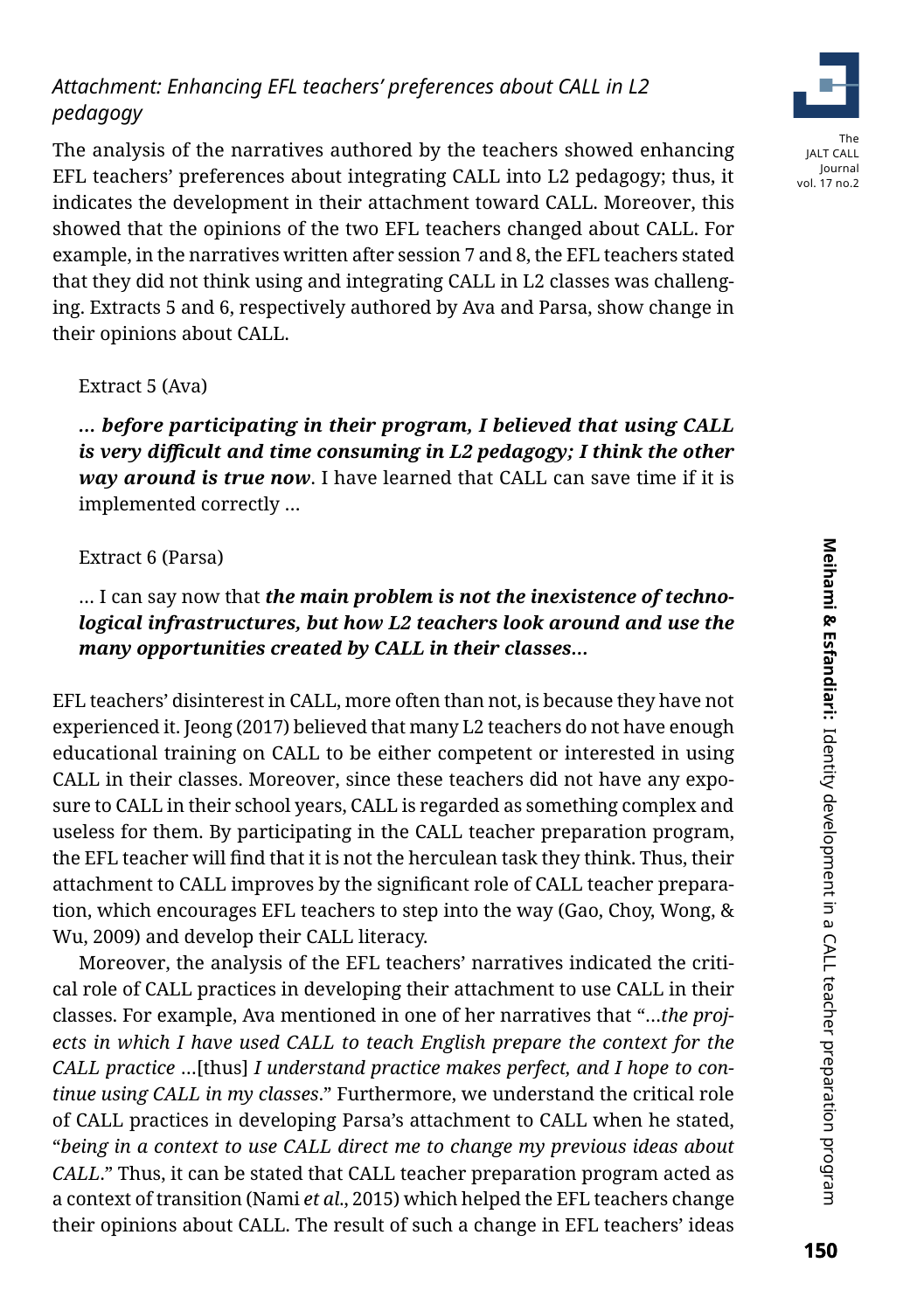### *Attachment: Enhancing EFL teachers' preferences about CALL in L2 pedagogy*

The analysis of the narratives authored by the teachers showed enhancing EFL teachers' preferences about integrating CALL into L2 pedagogy; thus, it indicates the development in their attachment toward CALL. Moreover, this showed that the opinions of the two EFL teachers changed about CALL. For example, in the narratives written after session 7 and 8, the EFL teachers stated that they did not think using and integrating CALL in L2 classes was challenging. Extracts 5 and 6, respectively authored by Ava and Parsa, show change in their opinions about CALL.

> Extract 5 (Ava)
>
> ***… before participating in their program, I believed that using CALL is very difficult and time consuming in L2 pedagogy; I think the other way around is true now***. I have learned that CALL can save time if it is implemented correctly …

> Extract 6 (Parsa)
>
> … I can say now that ***the main problem is not the inexistence of technological infrastructures, but how L2 teachers look around and use the many opportunities created by CALL in their classes…***

EFL teachers' disinterest in CALL, more often than not, is because they have not experienced it. Jeong (2017) believed that many L2 teachers do not have enough educational training on CALL to be either competent or interested in using CALL in their classes. Moreover, since these teachers did not have any exposure to CALL in their school years, CALL is regarded as something complex and useless for them. By participating in the CALL teacher preparation program, the EFL teacher will find that it is not the herculean task they think. Thus, their attachment to CALL improves by the significant role of CALL teacher preparation, which encourages EFL teachers to step into the way (Gao, Choy, Wong, & Wu, 2009) and develop their CALL literacy.

Moreover, the analysis of the EFL teachers' narratives indicated the critical role of CALL practices in developing their attachment to use CALL in their classes. For example, Ava mentioned in one of her narratives that "…*the projects in which I have used CALL to teach English prepare the context for the CALL practice* …[thus] *I understand practice makes perfect, and I hope to continue using CALL in my classes*." Furthermore, we understand the critical role of CALL practices in developing Parsa's attachment to CALL when he stated, "*being in a context to use CALL direct me to change my previous ideas about CALL*." Thus, it can be stated that CALL teacher preparation program acted as a context of transition (Nami *et al*., 2015) which helped the EFL teachers change their opinions about CALL. The result of such a change in EFL teachers' ideas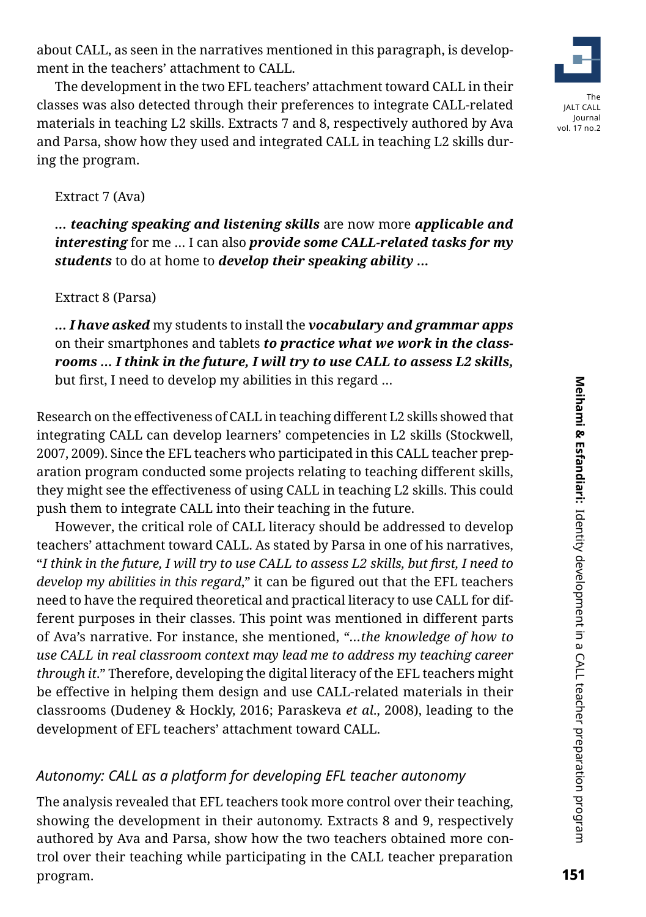about CALL, as seen in the narratives mentioned in this paragraph, is development in the teachers' attachment to CALL.

The development in the two EFL teachers' attachment toward CALL in their classes was also detected through their preferences to integrate CALL-related materials in teaching L2 skills. Extracts 7 and 8, respectively authored by Ava and Parsa, show how they used and integrated CALL in teaching L2 skills during the program.

Extract 7 (Ava)

> … ***teaching speaking and listening skills*** are now more ***applicable and interesting*** for me … I can also ***provide some CALL-related tasks for my students*** to do at home to ***develop their speaking ability …***

Extract 8 (Parsa)

> ***… I have asked*** my students to install the ***vocabulary and grammar apps*** on their smartphones and tablets ***to practice what we work in the classrooms … I think in the future, I will try to use CALL to assess L2 skills,*** but first, I need to develop my abilities in this regard …

Research on the effectiveness of CALL in teaching different L2 skills showed that integrating CALL can develop learners' competencies in L2 skills (Stockwell, 2007, 2009). Since the EFL teachers who participated in this CALL teacher preparation program conducted some projects relating to teaching different skills, they might see the effectiveness of using CALL in teaching L2 skills. This could push them to integrate CALL into their teaching in the future.

However, the critical role of CALL literacy should be addressed to develop teachers' attachment toward CALL. As stated by Parsa in one of his narratives, "*I think in the future, I will try to use CALL to assess L2 skills, but first, I need to develop my abilities in this regard*," it can be figured out that the EFL teachers need to have the required theoretical and practical literacy to use CALL for different purposes in their classes. This point was mentioned in different parts of Ava's narrative. For instance, she mentioned, "*…the knowledge of how to use CALL in real classroom context may lead me to address my teaching career through it*." Therefore, developing the digital literacy of the EFL teachers might be effective in helping them design and use CALL-related materials in their classrooms (Dudeney & Hockly, 2016; Paraskeva *et al*., 2008), leading to the development of EFL teachers' attachment toward CALL.

### *Autonomy: CALL as a platform for developing EFL teacher autonomy*

The analysis revealed that EFL teachers took more control over their teaching, showing the development in their autonomy. Extracts 8 and 9, respectively authored by Ava and Parsa, show how the two teachers obtained more control over their teaching while participating in the CALL teacher preparation program.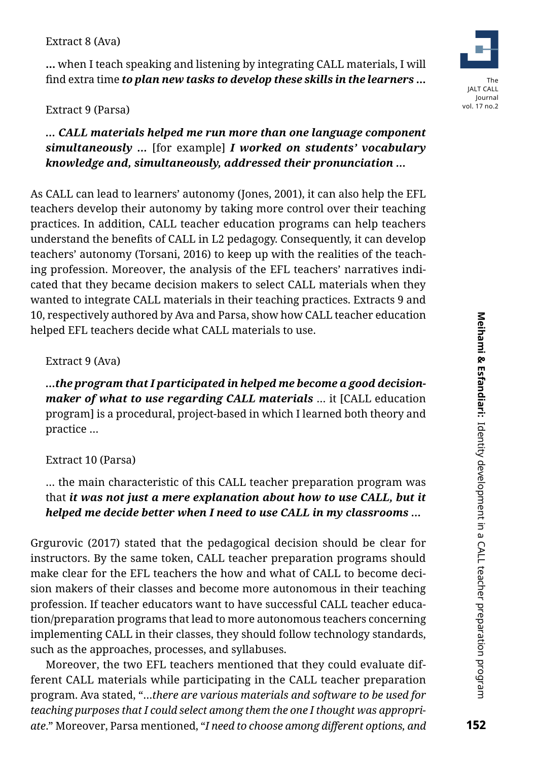Extract 8 (Ava)

> … when I teach speaking and listening by integrating CALL materials, I will find extra time ***to plan new tasks to develop these skills in the learners …***

Extract 9 (Parsa)

> ***… CALL materials helped me run more than one language component simultaneously …*** [for example] ***I worked on students' vocabulary knowledge and, simultaneously, addressed their pronunciation …***

As CALL can lead to learners' autonomy (Jones, 2001), it can also help the EFL teachers develop their autonomy by taking more control over their teaching practices. In addition, CALL teacher education programs can help teachers understand the benefits of CALL in L2 pedagogy. Consequently, it can develop teachers' autonomy (Torsani, 2016) to keep up with the realities of the teaching profession. Moreover, the analysis of the EFL teachers' narratives indicated that they became decision makers to select CALL materials when they wanted to integrate CALL materials in their teaching practices. Extracts 9 and 10, respectively authored by Ava and Parsa, show how CALL teacher education helped EFL teachers decide what CALL materials to use.

Extract 9 (Ava)

> ***…the program that I participated in helped me become a good decision-maker of what to use regarding CALL materials*** … it [CALL education program] is a procedural, project-based in which I learned both theory and practice …

Extract 10 (Parsa)

> … the main characteristic of this CALL teacher preparation program was that ***it was not just a mere explanation about how to use CALL, but it helped me decide better when I need to use CALL in my classrooms …***

Grgurovic (2017) stated that the pedagogical decision should be clear for instructors. By the same token, CALL teacher preparation programs should make clear for the EFL teachers the how and what of CALL to become decision makers of their classes and become more autonomous in their teaching profession. If teacher educators want to have successful CALL teacher education/preparation programs that lead to more autonomous teachers concerning implementing CALL in their classes, they should follow technology standards, such as the approaches, processes, and syllabuses.

Moreover, the two EFL teachers mentioned that they could evaluate different CALL materials while participating in the CALL teacher preparation program. Ava stated, "…*there are various materials and software to be used for teaching purposes that I could select among them the one I thought was appropriate*." Moreover, Parsa mentioned, "*I need to choose among different options, and*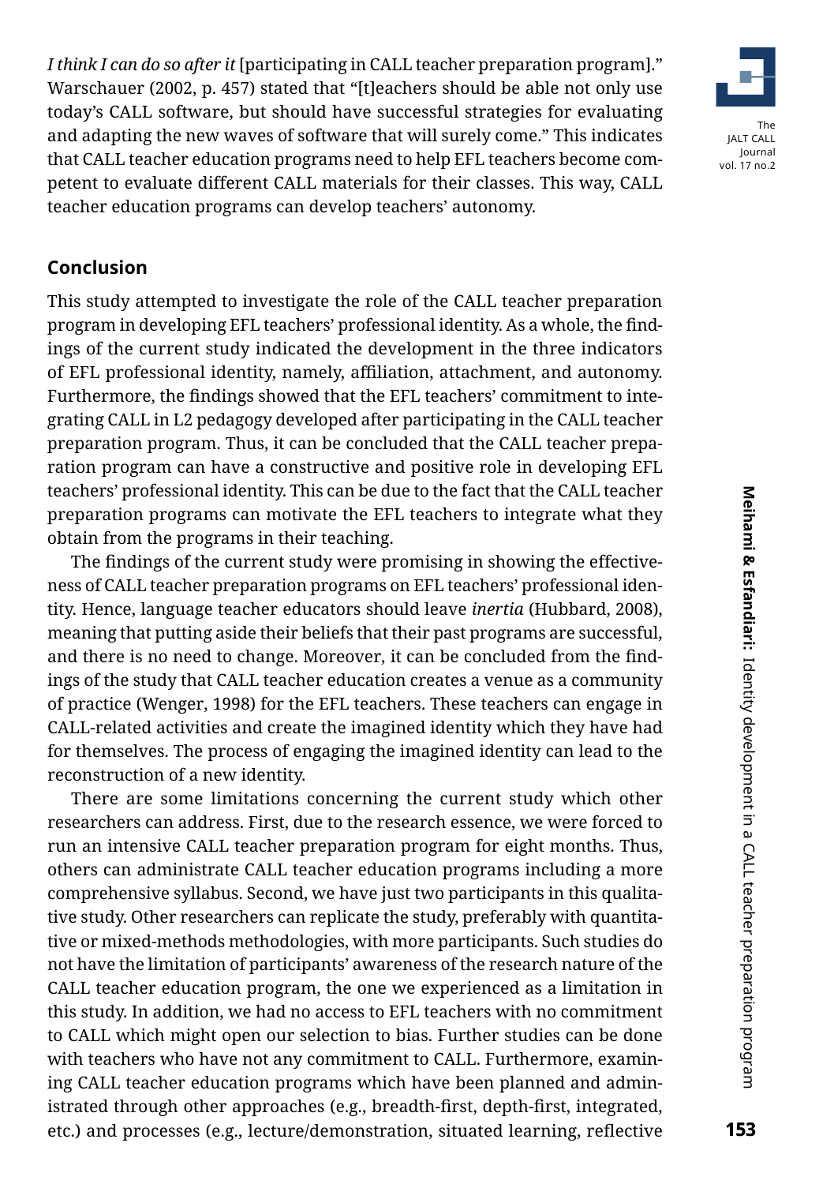*I think I can do so after it* [participating in CALL teacher preparation program]." Warschauer (2002, p. 457) stated that "[t]eachers should be able not only use today's CALL software, but should have successful strategies for evaluating and adapting the new waves of software that will surely come." This indicates that CALL teacher education programs need to help EFL teachers become competent to evaluate different CALL materials for their classes. This way, CALL teacher education programs can develop teachers' autonomy.

## Conclusion

This study attempted to investigate the role of the CALL teacher preparation program in developing EFL teachers' professional identity. As a whole, the findings of the current study indicated the development in the three indicators of EFL professional identity, namely, affiliation, attachment, and autonomy. Furthermore, the findings showed that the EFL teachers' commitment to integrating CALL in L2 pedagogy developed after participating in the CALL teacher preparation program. Thus, it can be concluded that the CALL teacher preparation program can have a constructive and positive role in developing EFL teachers' professional identity. This can be due to the fact that the CALL teacher preparation programs can motivate the EFL teachers to integrate what they obtain from the programs in their teaching.

The findings of the current study were promising in showing the effectiveness of CALL teacher preparation programs on EFL teachers' professional identity. Hence, language teacher educators should leave *inertia* (Hubbard, 2008), meaning that putting aside their beliefs that their past programs are successful, and there is no need to change. Moreover, it can be concluded from the findings of the study that CALL teacher education creates a venue as a community of practice (Wenger, 1998) for the EFL teachers. These teachers can engage in CALL-related activities and create the imagined identity which they have had for themselves. The process of engaging the imagined identity can lead to the reconstruction of a new identity.

There are some limitations concerning the current study which other researchers can address. First, due to the research essence, we were forced to run an intensive CALL teacher preparation program for eight months. Thus, others can administrate CALL teacher education programs including a more comprehensive syllabus. Second, we have just two participants in this qualitative study. Other researchers can replicate the study, preferably with quantitative or mixed-methods methodologies, with more participants. Such studies do not have the limitation of participants' awareness of the research nature of the CALL teacher education program, the one we experienced as a limitation in this study. In addition, we had no access to EFL teachers with no commitment to CALL which might open our selection to bias. Further studies can be done with teachers who have not any commitment to CALL. Furthermore, examining CALL teacher education programs which have been planned and administrated through other approaches (e.g., breadth-first, depth-first, integrated, etc.) and processes (e.g., lecture/demonstration, situated learning, reflective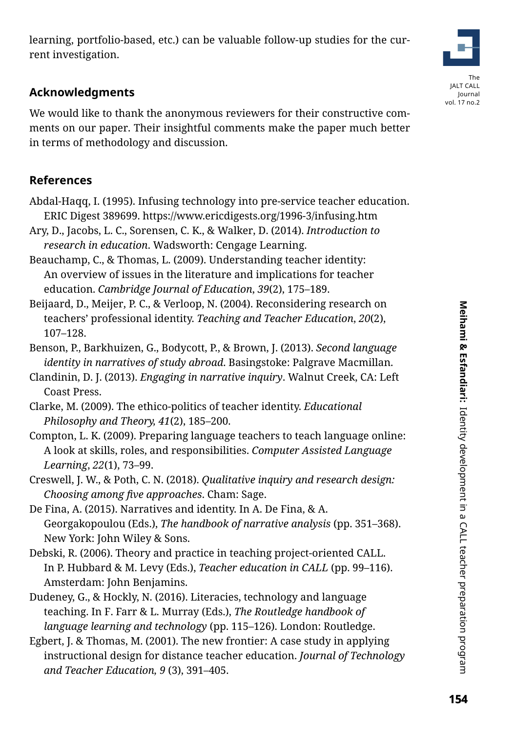learning, portfolio-based, etc.) can be valuable follow-up studies for the current investigation.

## Acknowledgments

We would like to thank the anonymous reviewers for their constructive comments on our paper. Their insightful comments make the paper much better in terms of methodology and discussion.

## References

Abdal-Haqq, I. (1995). Infusing technology into pre-service teacher education. ERIC Digest 389699. https://www.ericdigests.org/1996-3/infusing.htm

Ary, D., Jacobs, L. C., Sorensen, C. K., & Walker, D. (2014). *Introduction to research in education*. Wadsworth: Cengage Learning.

Beauchamp, C., & Thomas, L. (2009). Understanding teacher identity: An overview of issues in the literature and implications for teacher education. *Cambridge Journal of Education*, *39*(2), 175–189.

Beijaard, D., Meijer, P. C., & Verloop, N. (2004). Reconsidering research on teachers' professional identity. *Teaching and Teacher Education*, *20*(2), 107–128.

Benson, P., Barkhuizen, G., Bodycott, P., & Brown, J. (2013). *Second language identity in narratives of study abroad*. Basingstoke: Palgrave Macmillan.

Clandinin, D. J. (2013). *Engaging in narrative inquiry*. Walnut Creek, CA: Left Coast Press.

Clarke, M. (2009). The ethico-politics of teacher identity. *Educational Philosophy and Theory, 41*(2), 185–200.

Compton, L. K. (2009). Preparing language teachers to teach language online: A look at skills, roles, and responsibilities. *Computer Assisted Language Learning*, *22*(1), 73–99.

Creswell, J. W., & Poth, C. N. (2018). *Qualitative inquiry and research design: Choosing among five approaches*. Cham: Sage.

De Fina, A. (2015). Narratives and identity. In A. De Fina, & A. Georgakopoulou (Eds.), *The handbook of narrative analysis* (pp. 351–368). New York: John Wiley & Sons.

Debski, R. (2006). Theory and practice in teaching project-oriented CALL. In P. Hubbard & M. Levy (Eds.), *Teacher education in CALL* (pp. 99–116). Amsterdam: John Benjamins.

Dudeney, G., & Hockly, N. (2016). Literacies, technology and language teaching. In F. Farr & L. Murray (Eds.), *The Routledge handbook of language learning and technology* (pp. 115–126). London: Routledge.

Egbert, J. & Thomas, M. (2001). The new frontier: A case study in applying instructional design for distance teacher education. *Journal of Technology and Teacher Education, 9* (3), 391–405.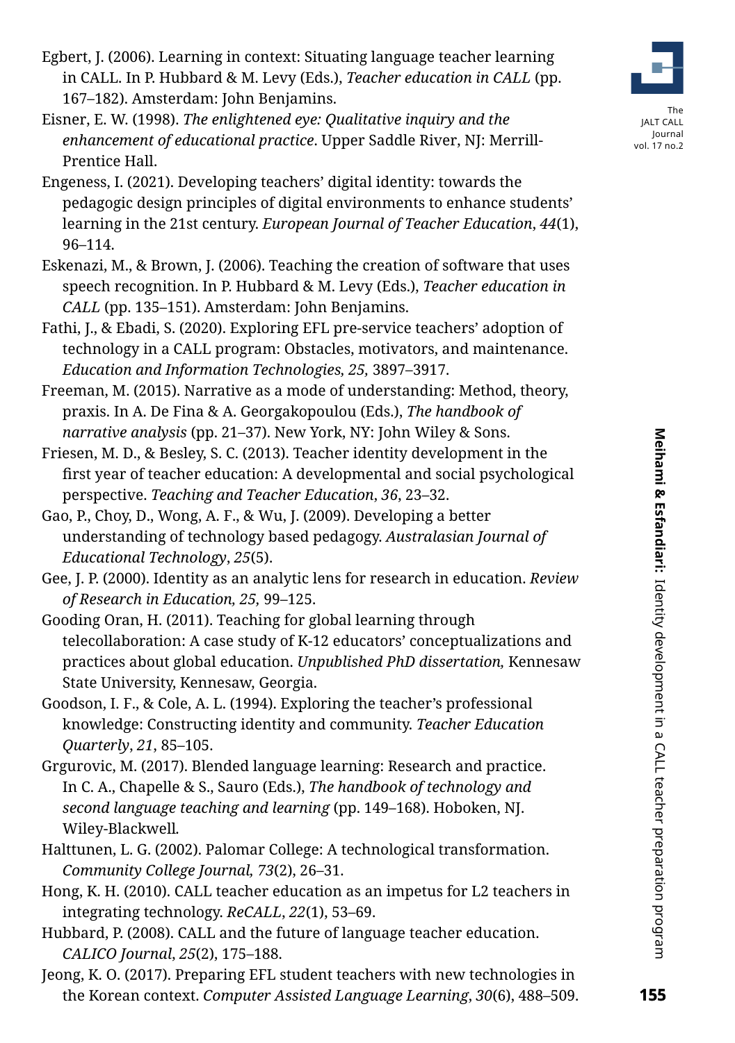Egbert, J. (2006). Learning in context: Situating language teacher learning in CALL. In P. Hubbard & M. Levy (Eds.), *Teacher education in CALL* (pp. 167–182). Amsterdam: John Benjamins.

Eisner, E. W. (1998). *The enlightened eye: Qualitative inquiry and the enhancement of educational practice*. Upper Saddle River, NJ: Merrill-Prentice Hall.

Engeness, I. (2021). Developing teachers' digital identity: towards the pedagogic design principles of digital environments to enhance students' learning in the 21st century. *European Journal of Teacher Education*, *44*(1), 96–114.

Eskenazi, M., & Brown, J. (2006). Teaching the creation of software that uses speech recognition. In P. Hubbard & M. Levy (Eds.), *Teacher education in CALL* (pp. 135–151). Amsterdam: John Benjamins.

Fathi, J., & Ebadi, S. (2020). Exploring EFL pre-service teachers' adoption of technology in a CALL program: Obstacles, motivators, and maintenance. *Education and Information Technologies, 25,* 3897–3917.

Freeman, M. (2015). Narrative as a mode of understanding: Method, theory, praxis. In A. De Fina & A. Georgakopoulou (Eds.), *The handbook of narrative analysis* (pp. 21–37). New York, NY: John Wiley & Sons.

Friesen, M. D., & Besley, S. C. (2013). Teacher identity development in the first year of teacher education: A developmental and social psychological perspective. *Teaching and Teacher Education*, *36*, 23–32.

Gao, P., Choy, D., Wong, A. F., & Wu, J. (2009). Developing a better understanding of technology based pedagogy. *Australasian Journal of Educational Technology*, *25*(5).

Gee, J. P. (2000). Identity as an analytic lens for research in education. *Review of Research in Education, 25,* 99–125.

Gooding Oran, H. (2011). Teaching for global learning through telecollaboration: A case study of K-12 educators' conceptualizations and practices about global education. *Unpublished PhD dissertation,* Kennesaw State University, Kennesaw, Georgia.

Goodson, I. F., & Cole, A. L. (1994). Exploring the teacher's professional knowledge: Constructing identity and community. *Teacher Education Quarterly*, *21*, 85–105.

Grgurovic, M. (2017). Blended language learning: Research and practice. In C. A., Chapelle & S., Sauro (Eds.), *The handbook of technology and second language teaching and learning* (pp. 149–168). Hoboken, NJ. Wiley-Blackwell*.*

Halttunen, L. G. (2002). Palomar College: A technological transformation. *Community College Journal*, *73*(2), 26–31.

Hong, K. H. (2010). CALL teacher education as an impetus for L2 teachers in integrating technology. *ReCALL*, *22*(1), 53–69.

Hubbard, P. (2008). CALL and the future of language teacher education. *CALICO Journal*, *25*(2), 175–188.

Jeong, K. O. (2017). Preparing EFL student teachers with new technologies in the Korean context. *Computer Assisted Language Learning*, *30*(6), 488–509.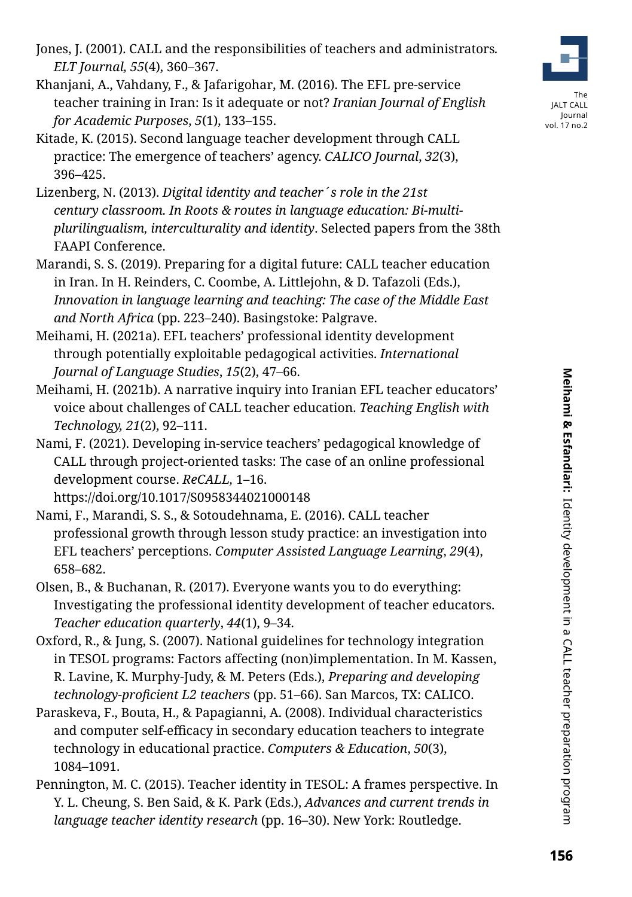Jones, J. (2001). CALL and the responsibilities of teachers and administrators. *ELT Journal, 55*(4), 360–367.

Khanjani, A., Vahdany, F., & Jafarigohar, M. (2016). The EFL pre-service teacher training in Iran: Is it adequate or not? *Iranian Journal of English for Academic Purposes*, *5*(1), 133–155.

Kitade, K. (2015). Second language teacher development through CALL practice: The emergence of teachers' agency. *CALICO Journal*, *32*(3), 396–425.

Lizenberg, N. (2013). *Digital identity and teacher´s role in the 21st century classroom. In Roots & routes in language education: Bi-multi-plurilingualism, interculturality and identity*. Selected papers from the 38th FAAPI Conference.

Marandi, S. S. (2019). Preparing for a digital future: CALL teacher education in Iran. In H. Reinders, C. Coombe, A. Littlejohn, & D. Tafazoli (Eds.), *Innovation in language learning and teaching: The case of the Middle East and North Africa* (pp. 223–240). Basingstoke: Palgrave.

Meihami, H. (2021a). EFL teachers' professional identity development through potentially exploitable pedagogical activities. *International Journal of Language Studies*, *15*(2), 47–66.

Meihami, H. (2021b). A narrative inquiry into Iranian EFL teacher educators' voice about challenges of CALL teacher education. *Teaching English with Technology, 21*(2), 92–111.

Nami, F. (2021). Developing in-service teachers' pedagogical knowledge of CALL through project-oriented tasks: The case of an online professional development course. *ReCALL,* 1–16. https://doi.org/10.1017/S0958344021000148

Nami, F., Marandi, S. S., & Sotoudehnama, E. (2016). CALL teacher professional growth through lesson study practice: an investigation into EFL teachers' perceptions. *Computer Assisted Language Learning*, *29*(4), 658–682.

Olsen, B., & Buchanan, R. (2017). Everyone wants you to do everything: Investigating the professional identity development of teacher educators. *Teacher education quarterly*, *44*(1), 9–34.

Oxford, R., & Jung, S. (2007). National guidelines for technology integration in TESOL programs: Factors affecting (non)implementation. In M. Kassen, R. Lavine, K. Murphy-Judy, & M. Peters (Eds.), *Preparing and developing technology-proficient L2 teachers* (pp. 51–66). San Marcos, TX: CALICO.

Paraskeva, F., Bouta, H., & Papagianni, A. (2008). Individual characteristics and computer self-efficacy in secondary education teachers to integrate technology in educational practice. *Computers & Education*, *50*(3), 1084–1091.

Pennington, M. C. (2015). Teacher identity in TESOL: A frames perspective. In Y. L. Cheung, S. Ben Said, & K. Park (Eds.), *Advances and current trends in language teacher identity research* (pp. 16–30). New York: Routledge.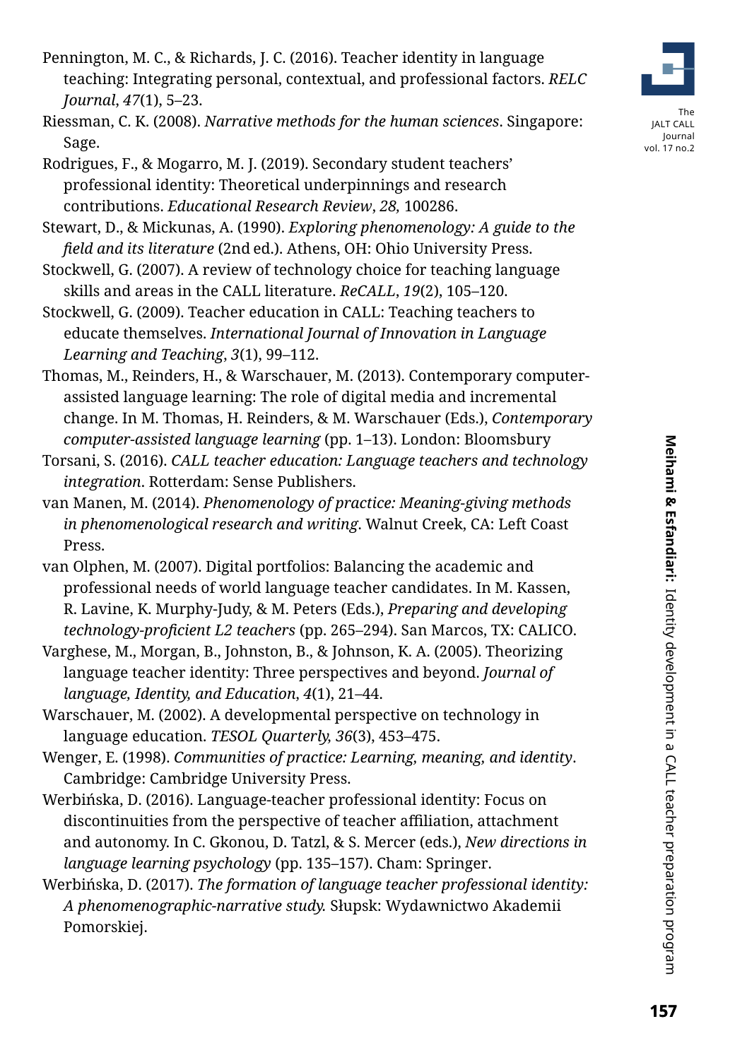Pennington, M. C., & Richards, J. C. (2016). Teacher identity in language teaching: Integrating personal, contextual, and professional factors. *RELC Journal*, *47*(1), 5–23.

Riessman, C. K. (2008). *Narrative methods for the human sciences*. Singapore: Sage.

Rodrigues, F., & Mogarro, M. J. (2019). Secondary student teachers' professional identity: Theoretical underpinnings and research contributions. *Educational Research Review*, *28,* 100286.

Stewart, D., & Mickunas, A. (1990). *Exploring phenomenology: A guide to the field and its literature* (2nd ed.). Athens, OH: Ohio University Press.

Stockwell, G. (2007). A review of technology choice for teaching language skills and areas in the CALL literature. *ReCALL*, *19*(2), 105–120.

Stockwell, G. (2009). Teacher education in CALL: Teaching teachers to educate themselves. *International Journal of Innovation in Language Learning and Teaching*, *3*(1), 99–112.

Thomas, M., Reinders, H., & Warschauer, M. (2013). Contemporary computer-assisted language learning: The role of digital media and incremental change. In M. Thomas, H. Reinders, & M. Warschauer (Eds.), *Contemporary computer-assisted language learning* (pp. 1–13). London: Bloomsbury

Torsani, S. (2016). *CALL teacher education: Language teachers and technology integration*. Rotterdam: Sense Publishers.

van Manen, M. (2014). *Phenomenology of practice: Meaning-giving methods in phenomenological research and writing*. Walnut Creek, CA: Left Coast Press.

van Olphen, M. (2007). Digital portfolios: Balancing the academic and professional needs of world language teacher candidates. In M. Kassen, R. Lavine, K. Murphy-Judy, & M. Peters (Eds.), *Preparing and developing technology-proficient L2 teachers* (pp. 265–294). San Marcos, TX: CALICO.

Varghese, M., Morgan, B., Johnston, B., & Johnson, K. A. (2005). Theorizing language teacher identity: Three perspectives and beyond. *Journal of language, Identity, and Education*, *4*(1), 21–44.

Warschauer, M. (2002). A developmental perspective on technology in language education. *TESOL Quarterly, 36*(3), 453–475.

Wenger, E. (1998). *Communities of practice: Learning, meaning, and identity*. Cambridge: Cambridge University Press.

Werbińska, D. (2016). Language-teacher professional identity: Focus on discontinuities from the perspective of teacher affiliation, attachment and autonomy. In C. Gkonou, D. Tatzl, & S. Mercer (eds.), *New directions in language learning psychology* (pp. 135–157). Cham: Springer.

Werbińska, D. (2017). *The formation of language teacher professional identity: A phenomenographic-narrative study.* Słupsk: Wydawnictwo Akademii Pomorskiej.